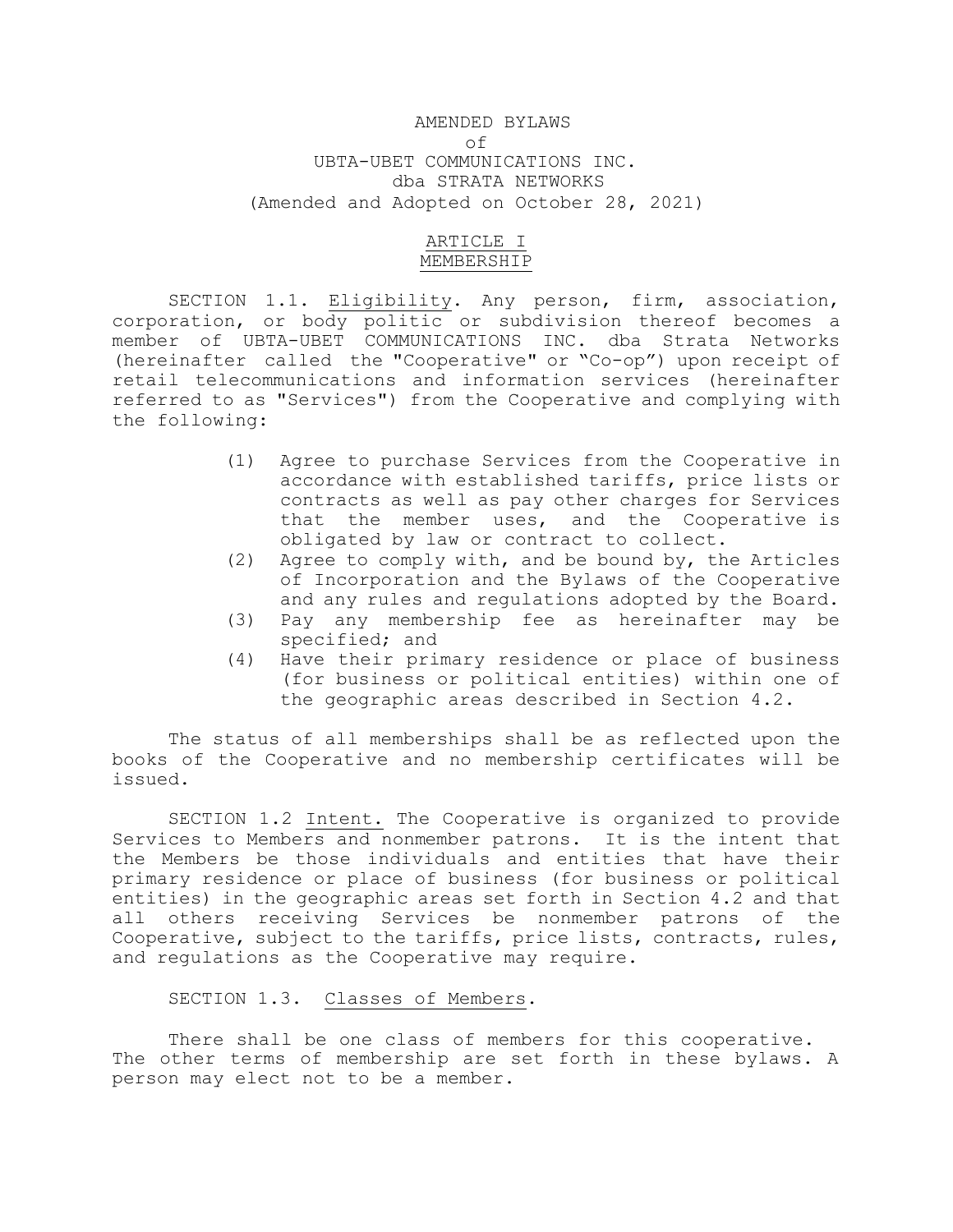# AMENDED BYLAWS
of
UBTA-UBET COMMUNICATIONS INC.
dba STRATA NETWORKS
(Amended and Adopted on October 28, 2021)

## ARTICLE I
## MEMBERSHIP

SECTION 1.1. Eligibility. Any person, firm, association, corporation, or body politic or subdivision thereof becomes a member of UBTA-UBET COMMUNICATIONS INC. dba Strata Networks (hereinafter called the "Cooperative" or "Co-op") upon receipt of retail telecommunications and information services (hereinafter referred to as "Services") from the Cooperative and complying with the following:

(1) Agree to purchase Services from the Cooperative in accordance with established tariffs, price lists or contracts as well as pay other charges for Services that the member uses, and the Cooperative is obligated by law or contract to collect.
(2) Agree to comply with, and be bound by, the Articles of Incorporation and the Bylaws of the Cooperative and any rules and regulations adopted by the Board.
(3) Pay any membership fee as hereinafter may be specified; and
(4) Have their primary residence or place of business (for business or political entities) within one of the geographic areas described in Section 4.2.

The status of all memberships shall be as reflected upon the books of the Cooperative and no membership certificates will be issued.

SECTION 1.2 Intent. The Cooperative is organized to provide Services to Members and nonmember patrons. It is the intent that the Members be those individuals and entities that have their primary residence or place of business (for business or political entities) in the geographic areas set forth in Section 4.2 and that all others receiving Services be nonmember patrons of the Cooperative, subject to the tariffs, price lists, contracts, rules, and regulations as the Cooperative may require.

SECTION 1.3. Classes of Members.

There shall be one class of members for this cooperative. The other terms of membership are set forth in these bylaws. A person may elect not to be a member.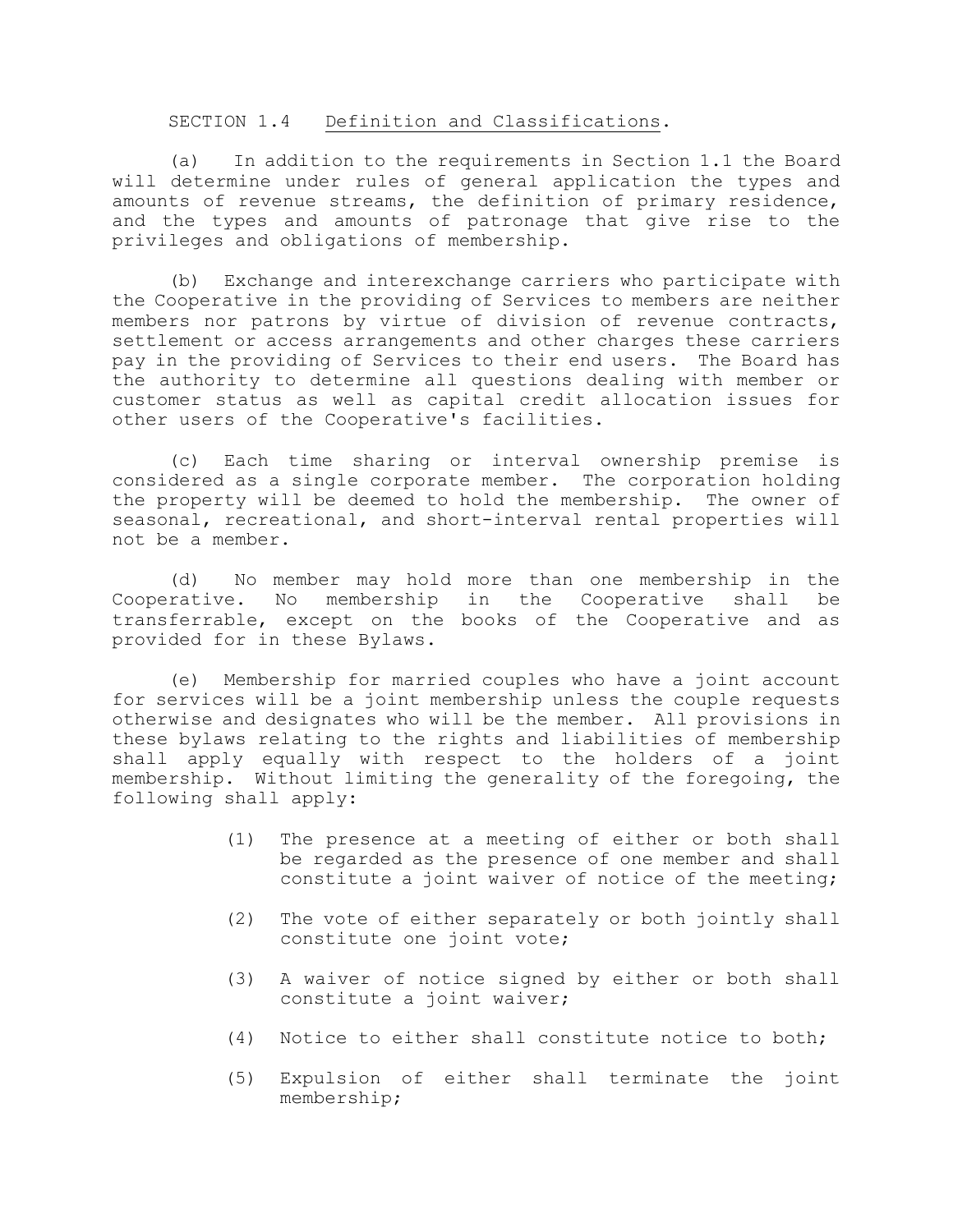SECTION 1.4 Definition and Classifications.

(a) In addition to the requirements in Section 1.1 the Board will determine under rules of general application the types and amounts of revenue streams, the definition of primary residence, and the types and amounts of patronage that give rise to the privileges and obligations of membership.

(b) Exchange and interexchange carriers who participate with the Cooperative in the providing of Services to members are neither members nor patrons by virtue of division of revenue contracts, settlement or access arrangements and other charges these carriers pay in the providing of Services to their end users. The Board has the authority to determine all questions dealing with member or customer status as well as capital credit allocation issues for other users of the Cooperative's facilities.

(c) Each time sharing or interval ownership premise is considered as a single corporate member. The corporation holding the property will be deemed to hold the membership. The owner of seasonal, recreational, and short-interval rental properties will not be a member.

(d) No member may hold more than one membership in the Cooperative. No membership in the Cooperative shall be transferrable, except on the books of the Cooperative and as provided for in these Bylaws.

(e) Membership for married couples who have a joint account for services will be a joint membership unless the couple requests otherwise and designates who will be the member. All provisions in these bylaws relating to the rights and liabilities of membership shall apply equally with respect to the holders of a joint membership. Without limiting the generality of the foregoing, the following shall apply:

(1) The presence at a meeting of either or both shall be regarded as the presence of one member and shall constitute a joint waiver of notice of the meeting;

(2) The vote of either separately or both jointly shall constitute one joint vote;

(3) A waiver of notice signed by either or both shall constitute a joint waiver;

(4) Notice to either shall constitute notice to both;

(5) Expulsion of either shall terminate the joint membership;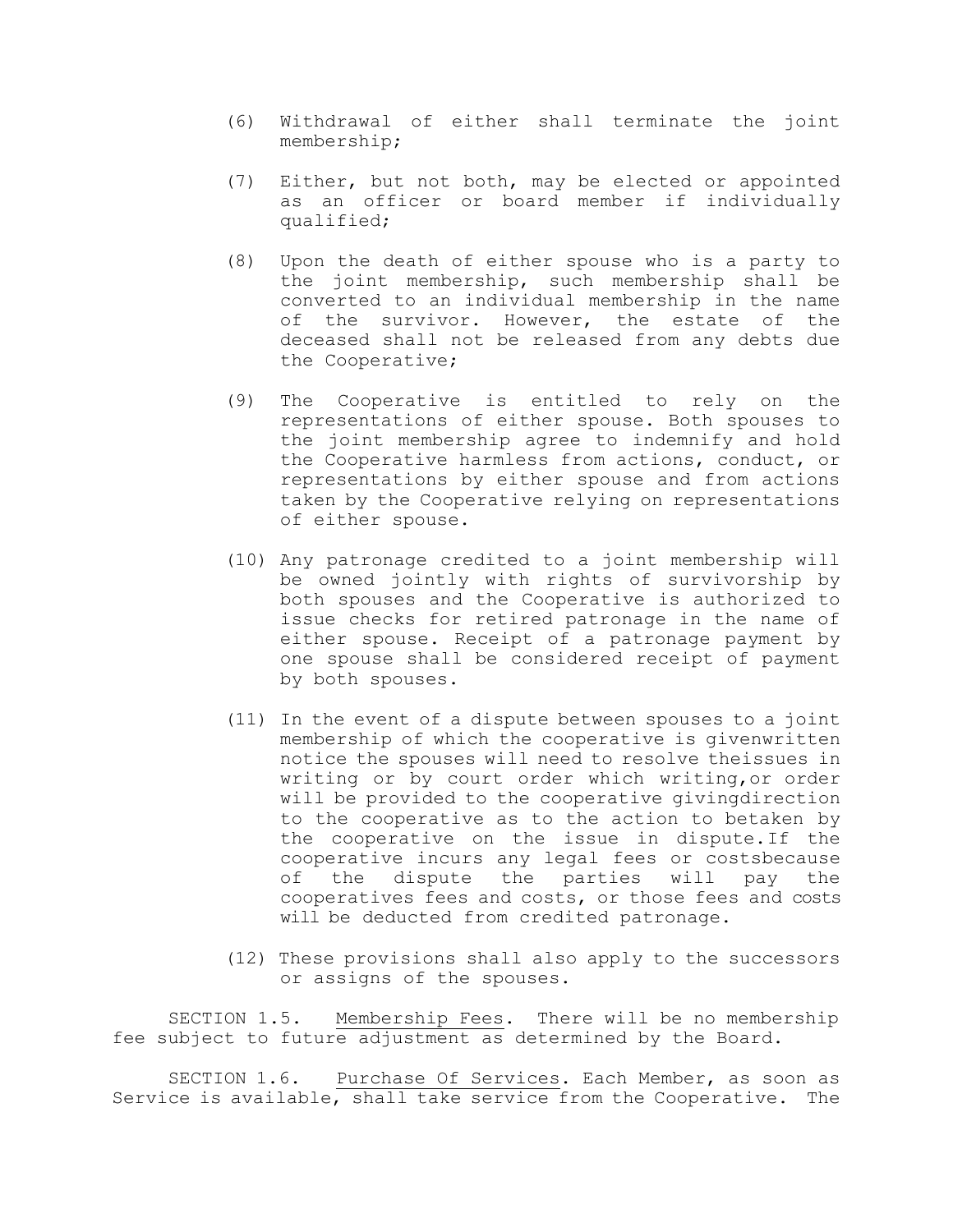(6) Withdrawal of either shall terminate the joint membership;

(7) Either, but not both, may be elected or appointed as an officer or board member if individually qualified;

(8) Upon the death of either spouse who is a party to the joint membership, such membership shall be converted to an individual membership in the name of the survivor. However, the estate of the deceased shall not be released from any debts due the Cooperative;

(9) The Cooperative is entitled to rely on the representations of either spouse. Both spouses to the joint membership agree to indemnify and hold the Cooperative harmless from actions, conduct, or representations by either spouse and from actions taken by the Cooperative relying on representations of either spouse.

(10) Any patronage credited to a joint membership will be owned jointly with rights of survivorship by both spouses and the Cooperative is authorized to issue checks for retired patronage in the name of either spouse. Receipt of a patronage payment by one spouse shall be considered receipt of payment by both spouses.

(11) In the event of a dispute between spouses to a joint membership of which the cooperative is givenwritten notice the spouses will need to resolve theissues in writing or by court order which writing,or order will be provided to the cooperative givingdirection to the cooperative as to the action to betaken by the cooperative on the issue in dispute.If the cooperative incurs any legal fees or costsbecause of the dispute the parties will pay the cooperatives fees and costs, or those fees and costs will be deducted from credited patronage.

(12) These provisions shall also apply to the successors or assigns of the spouses.

SECTION 1.5. Membership Fees. There will be no membership fee subject to future adjustment as determined by the Board.

SECTION 1.6. Purchase Of Services. Each Member, as soon as Service is available, shall take service from the Cooperative. The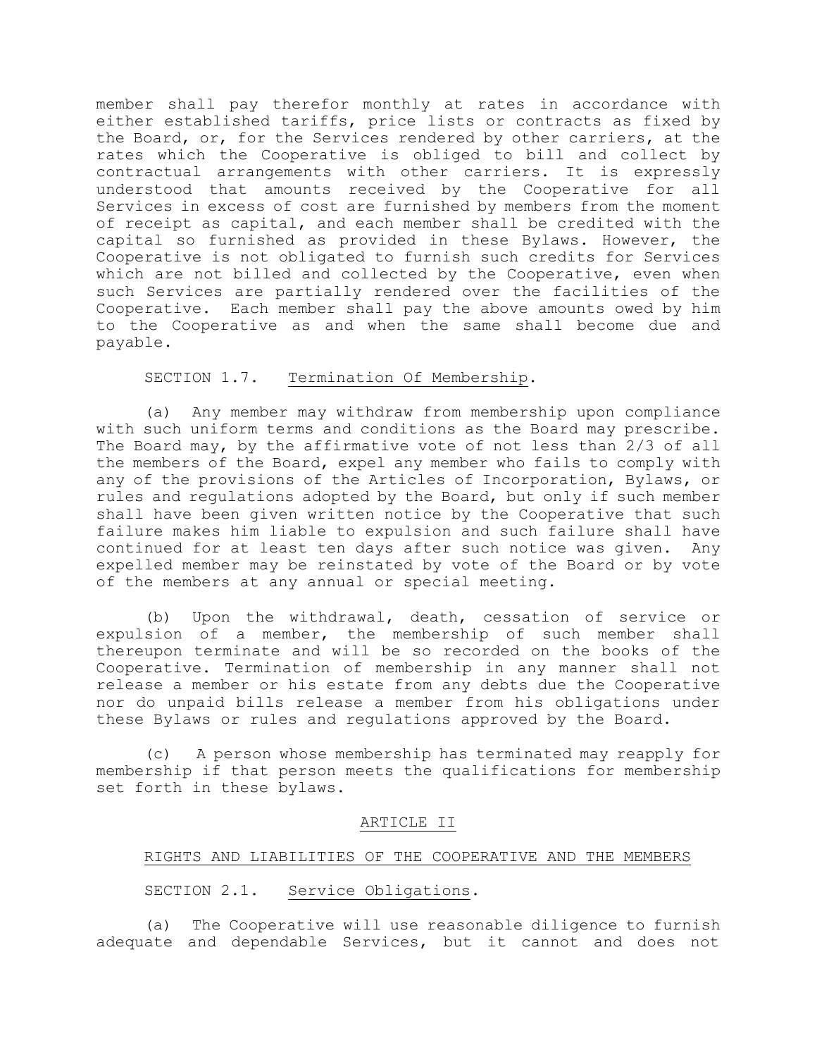member shall pay therefor monthly at rates in accordance with either established tariffs, price lists or contracts as fixed by the Board, or, for the Services rendered by other carriers, at the rates which the Cooperative is obliged to bill and collect by contractual arrangements with other carriers. It is expressly understood that amounts received by the Cooperative for all Services in excess of cost are furnished by members from the moment of receipt as capital, and each member shall be credited with the capital so furnished as provided in these Bylaws. However, the Cooperative is not obligated to furnish such credits for Services which are not billed and collected by the Cooperative, even when such Services are partially rendered over the facilities of the Cooperative. Each member shall pay the above amounts owed by him to the Cooperative as and when the same shall become due and payable.

SECTION 1.7. Termination Of Membership.

(a) Any member may withdraw from membership upon compliance with such uniform terms and conditions as the Board may prescribe. The Board may, by the affirmative vote of not less than 2/3 of all the members of the Board, expel any member who fails to comply with any of the provisions of the Articles of Incorporation, Bylaws, or rules and regulations adopted by the Board, but only if such member shall have been given written notice by the Cooperative that such failure makes him liable to expulsion and such failure shall have continued for at least ten days after such notice was given. Any expelled member may be reinstated by vote of the Board or by vote of the members at any annual or special meeting.

(b) Upon the withdrawal, death, cessation of service or expulsion of a member, the membership of such member shall thereupon terminate and will be so recorded on the books of the Cooperative. Termination of membership in any manner shall not release a member or his estate from any debts due the Cooperative nor do unpaid bills release a member from his obligations under these Bylaws or rules and regulations approved by the Board.

(c) A person whose membership has terminated may reapply for membership if that person meets the qualifications for membership set forth in these bylaws.

## ARTICLE II

## RIGHTS AND LIABILITIES OF THE COOPERATIVE AND THE MEMBERS

SECTION 2.1. Service Obligations.

(a) The Cooperative will use reasonable diligence to furnish adequate and dependable Services, but it cannot and does not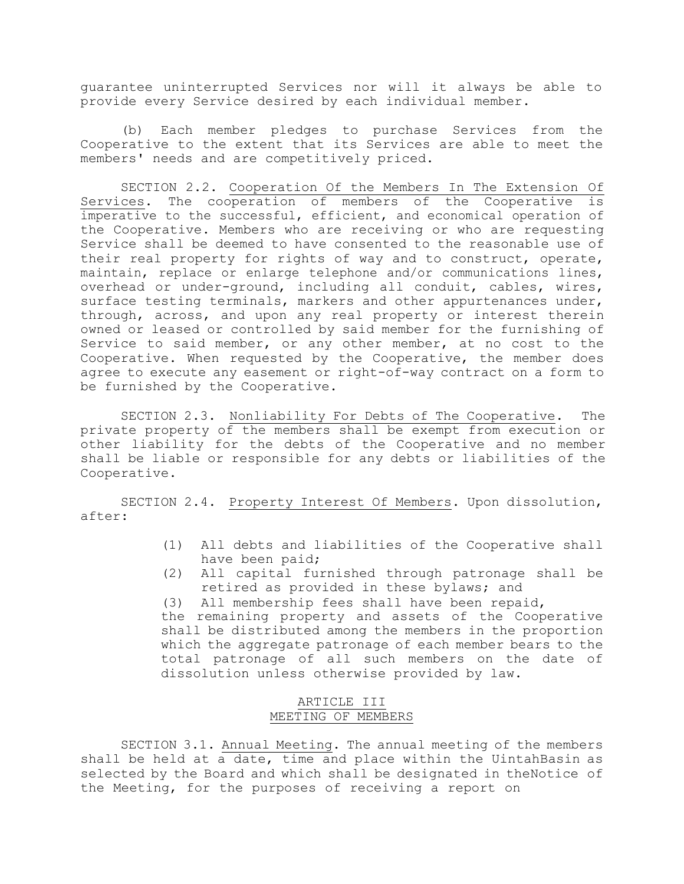guarantee uninterrupted Services nor will it always be able to provide every Service desired by each individual member.

(b) Each member pledges to purchase Services from the Cooperative to the extent that its Services are able to meet the members' needs and are competitively priced.

SECTION 2.2. Cooperation Of the Members In The Extension Of Services. The cooperation of members of the Cooperative is imperative to the successful, efficient, and economical operation of the Cooperative. Members who are receiving or who are requesting Service shall be deemed to have consented to the reasonable use of their real property for rights of way and to construct, operate, maintain, replace or enlarge telephone and/or communications lines, overhead or under-ground, including all conduit, cables, wires, surface testing terminals, markers and other appurtenances under, through, across, and upon any real property or interest therein owned or leased or controlled by said member for the furnishing of Service to said member, or any other member, at no cost to the Cooperative. When requested by the Cooperative, the member does agree to execute any easement or right-of-way contract on a form to be furnished by the Cooperative.

SECTION 2.3. Nonliability For Debts of The Cooperative. The private property of the members shall be exempt from execution or other liability for the debts of the Cooperative and no member shall be liable or responsible for any debts or liabilities of the Cooperative.

SECTION 2.4. Property Interest Of Members. Upon dissolution, after:

(1) All debts and liabilities of the Cooperative shall have been paid;
(2) All capital furnished through patronage shall be retired as provided in these bylaws; and
(3) All membership fees shall have been repaid,

the remaining property and assets of the Cooperative shall be distributed among the members in the proportion which the aggregate patronage of each member bears to the total patronage of all such members on the date of dissolution unless otherwise provided by law.

## ARTICLE III
## MEETING OF MEMBERS

SECTION 3.1. Annual Meeting. The annual meeting of the members shall be held at a date, time and place within the UintahBasin as selected by the Board and which shall be designated in theNotice of the Meeting, for the purposes of receiving a report on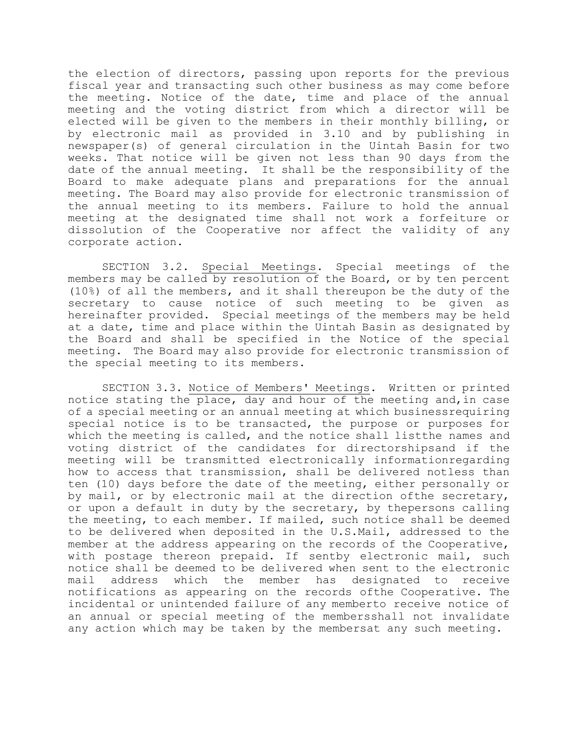the election of directors, passing upon reports for the previous fiscal year and transacting such other business as may come before the meeting. Notice of the date, time and place of the annual meeting and the voting district from which a director will be elected will be given to the members in their monthly billing, or by electronic mail as provided in 3.10 and by publishing in newspaper(s) of general circulation in the Uintah Basin for two weeks. That notice will be given not less than 90 days from the date of the annual meeting. It shall be the responsibility of the Board to make adequate plans and preparations for the annual meeting. The Board may also provide for electronic transmission of the annual meeting to its members. Failure to hold the annual meeting at the designated time shall not work a forfeiture or dissolution of the Cooperative nor affect the validity of any corporate action.

SECTION 3.2. Special Meetings. Special meetings of the members may be called by resolution of the Board, or by ten percent (10%) of all the members, and it shall thereupon be the duty of the secretary to cause notice of such meeting to be given as hereinafter provided. Special meetings of the members may be held at a date, time and place within the Uintah Basin as designated by the Board and shall be specified in the Notice of the special meeting. The Board may also provide for electronic transmission of the special meeting to its members.

SECTION 3.3. Notice of Members' Meetings. Written or printed notice stating the place, day and hour of the meeting and,in case of a special meeting or an annual meeting at which businessrequiring special notice is to be transacted, the purpose or purposes for which the meeting is called, and the notice shall listthe names and voting district of the candidates for directorshipsand if the meeting will be transmitted electronically informationregarding how to access that transmission, shall be delivered notless than ten (10) days before the date of the meeting, either personally or by mail, or by electronic mail at the direction ofthe secretary, or upon a default in duty by the secretary, by thepersons calling the meeting, to each member. If mailed, such notice shall be deemed to be delivered when deposited in the U.S.Mail, addressed to the member at the address appearing on the records of the Cooperative, with postage thereon prepaid. If sentby electronic mail, such notice shall be deemed to be delivered when sent to the electronic mail address which the member has designated to receive notifications as appearing on the records ofthe Cooperative. The incidental or unintended failure of any memberto receive notice of an annual or special meeting of the membersshall not invalidate any action which may be taken by the membersat any such meeting.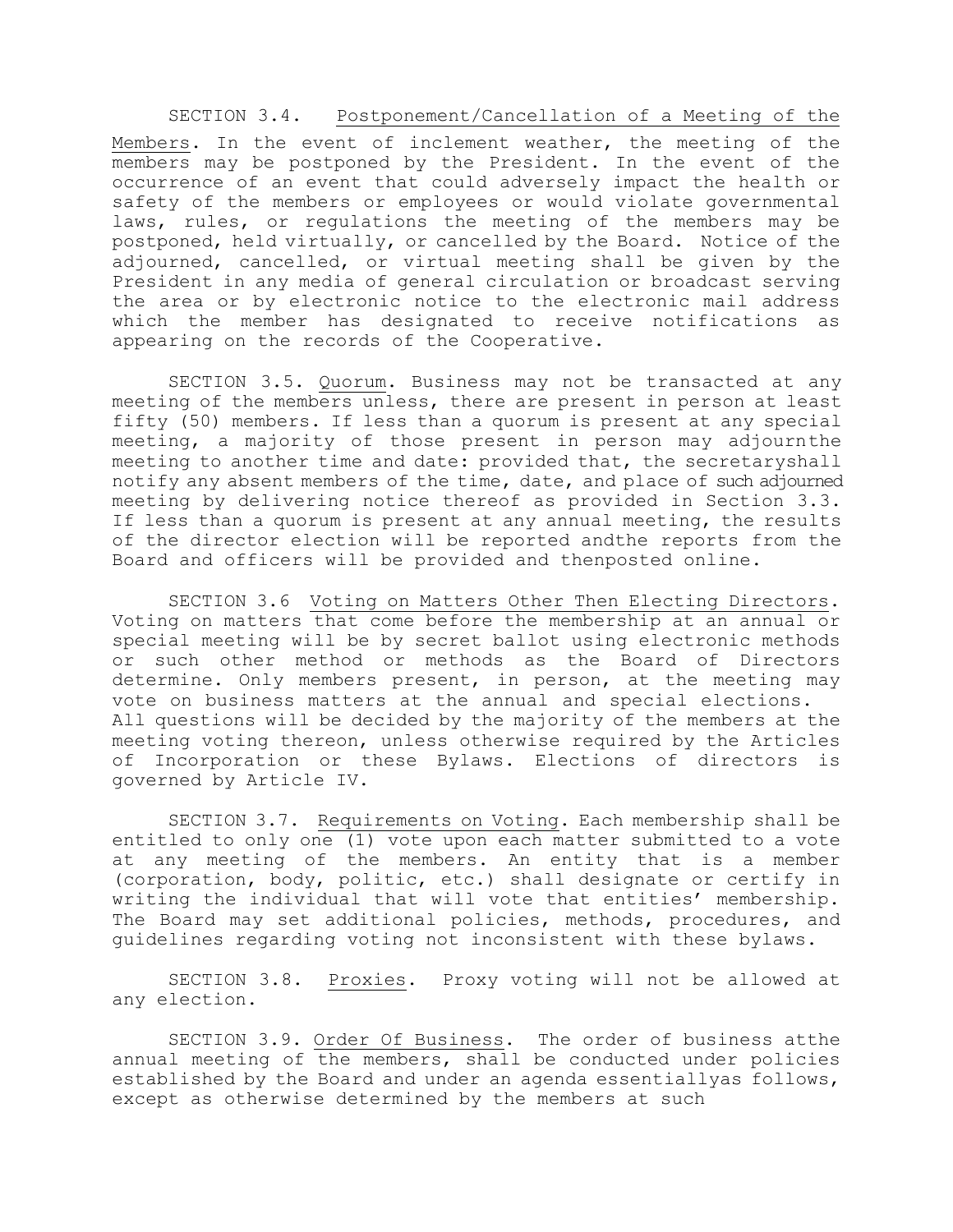SECTION 3.4. Postponement/Cancellation of a Meeting of the Members. In the event of inclement weather, the meeting of the members may be postponed by the President. In the event of the occurrence of an event that could adversely impact the health or safety of the members or employees or would violate governmental laws, rules, or regulations the meeting of the members may be postponed, held virtually, or cancelled by the Board. Notice of the adjourned, cancelled, or virtual meeting shall be given by the President in any media of general circulation or broadcast serving the area or by electronic notice to the electronic mail address which the member has designated to receive notifications as appearing on the records of the Cooperative.

SECTION 3.5. Quorum. Business may not be transacted at any meeting of the members unless, there are present in person at least fifty (50) members. If less than a quorum is present at any special meeting, a majority of those present in person may adjournthe meeting to another time and date: provided that, the secretaryshall notify any absent members of the time, date, and place of such adjourned meeting by delivering notice thereof as provided in Section 3.3. If less than a quorum is present at any annual meeting, the results of the director election will be reported andthe reports from the Board and officers will be provided and thenposted online.

SECTION 3.6 Voting on Matters Other Then Electing Directors. Voting on matters that come before the membership at an annual or special meeting will be by secret ballot using electronic methods or such other method or methods as the Board of Directors determine. Only members present, in person, at the meeting may vote on business matters at the annual and special elections. All questions will be decided by the majority of the members at the meeting voting thereon, unless otherwise required by the Articles of Incorporation or these Bylaws. Elections of directors is governed by Article IV.

SECTION 3.7. Requirements on Voting. Each membership shall be entitled to only one (1) vote upon each matter submitted to a vote at any meeting of the members. An entity that is a member (corporation, body, politic, etc.) shall designate or certify in writing the individual that will vote that entities' membership. The Board may set additional policies, methods, procedures, and guidelines regarding voting not inconsistent with these bylaws.

SECTION 3.8. Proxies. Proxy voting will not be allowed at any election.

SECTION 3.9. Order Of Business. The order of business atthe annual meeting of the members, shall be conducted under policies established by the Board and under an agenda essentiallyas follows, except as otherwise determined by the members at such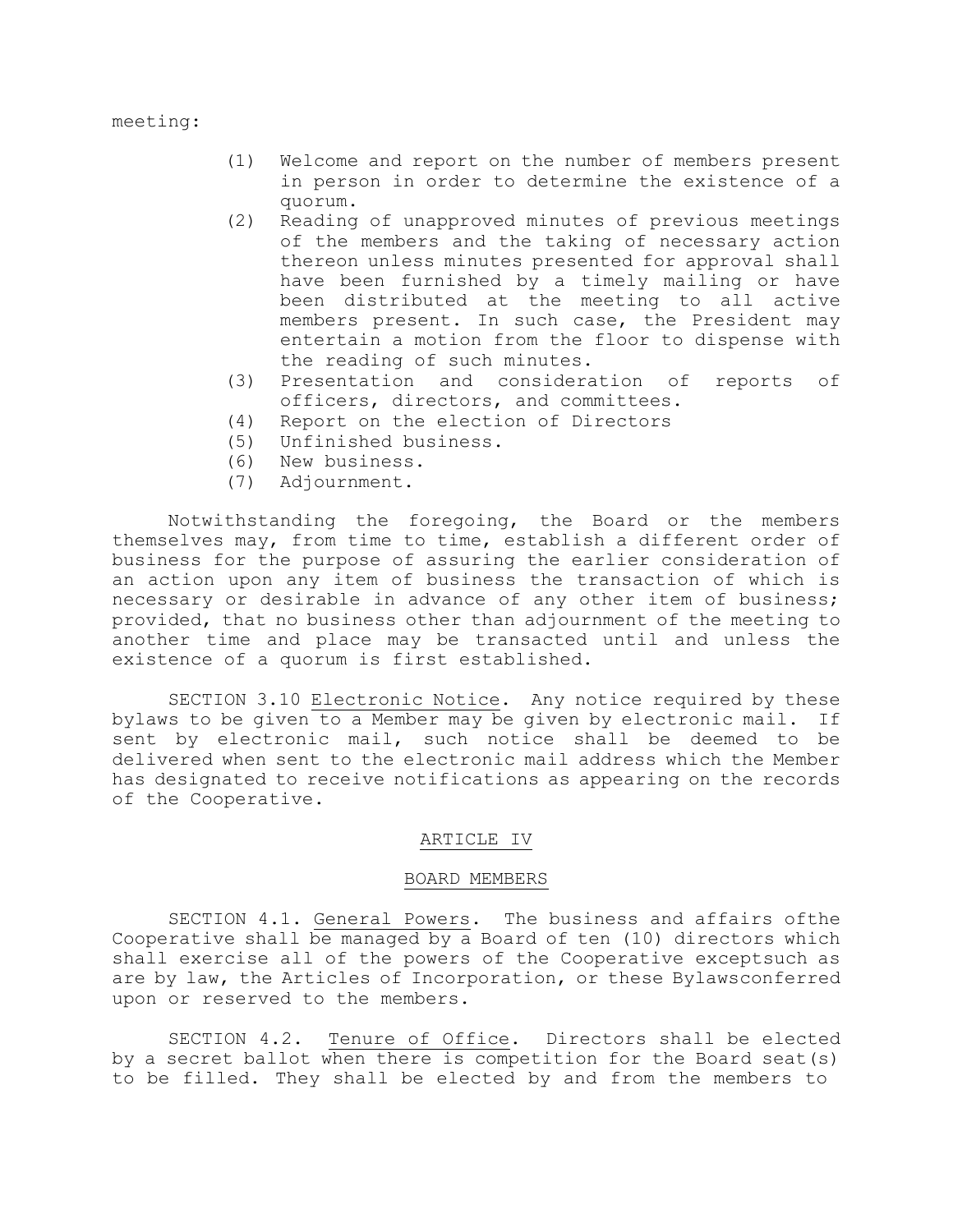meeting:

(1) Welcome and report on the number of members present in person in order to determine the existence of a quorum.
(2) Reading of unapproved minutes of previous meetings of the members and the taking of necessary action thereon unless minutes presented for approval shall have been furnished by a timely mailing or have been distributed at the meeting to all active members present. In such case, the President may entertain a motion from the floor to dispense with the reading of such minutes.
(3) Presentation and consideration of reports of officers, directors, and committees.
(4) Report on the election of Directors
(5) Unfinished business.
(6) New business.
(7) Adjournment.

Notwithstanding the foregoing, the Board or the members themselves may, from time to time, establish a different order of business for the purpose of assuring the earlier consideration of an action upon any item of business the transaction of which is necessary or desirable in advance of any other item of business; provided, that no business other than adjournment of the meeting to another time and place may be transacted until and unless the existence of a quorum is first established.

SECTION 3.10 Electronic Notice. Any notice required by these bylaws to be given to a Member may be given by electronic mail. If sent by electronic mail, such notice shall be deemed to be delivered when sent to the electronic mail address which the Member has designated to receive notifications as appearing on the records of the Cooperative.

## ARTICLE IV

## BOARD MEMBERS

SECTION 4.1. General Powers. The business and affairs ofthe Cooperative shall be managed by a Board of ten (10) directors which shall exercise all of the powers of the Cooperative exceptsuch as are by law, the Articles of Incorporation, or these Bylawsconferred upon or reserved to the members.

SECTION 4.2. Tenure of Office. Directors shall be elected by a secret ballot when there is competition for the Board seat(s) to be filled. They shall be elected by and from the members to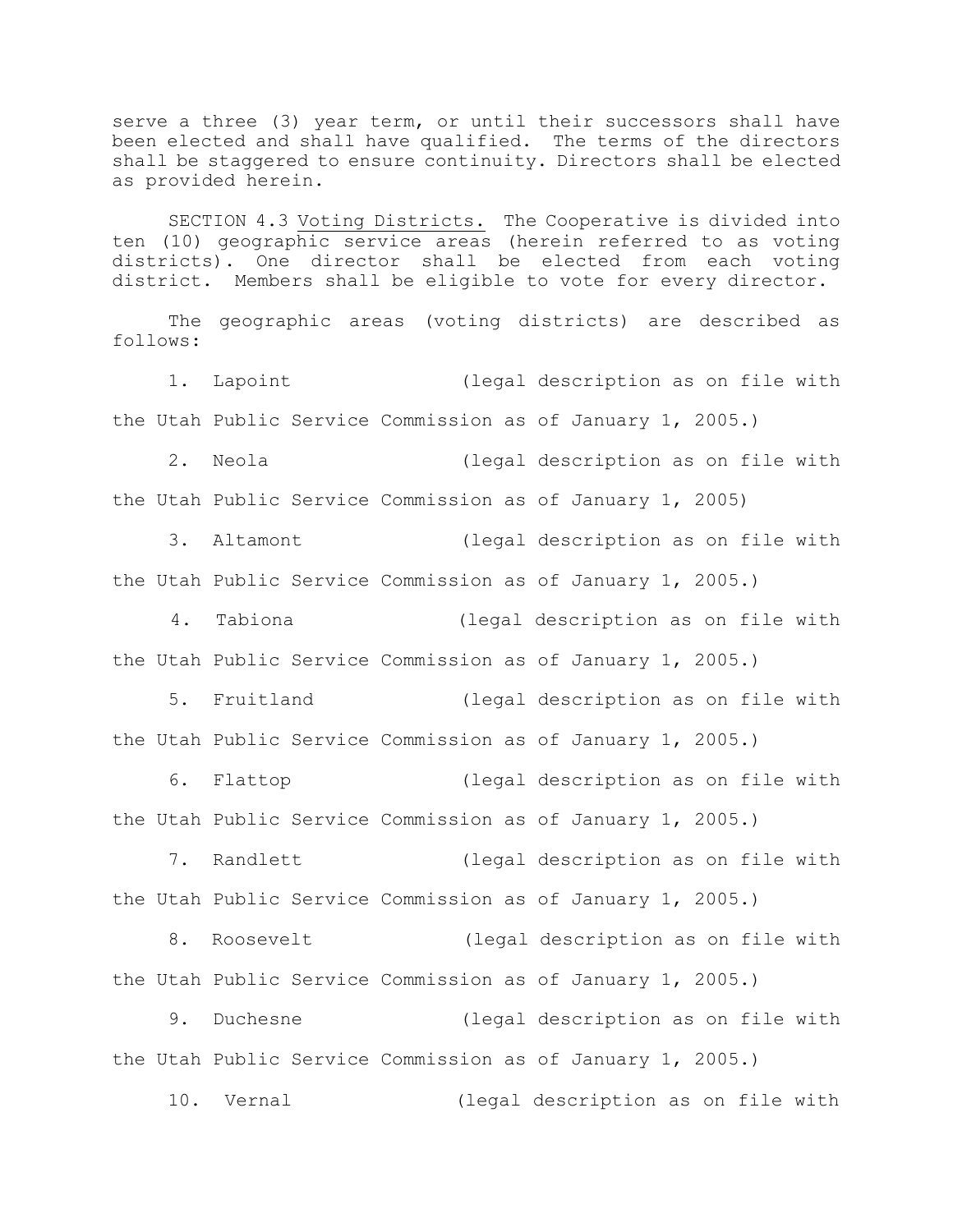serve a three (3) year term, or until their successors shall have been elected and shall have qualified. The terms of the directors shall be staggered to ensure continuity. Directors shall be elected as provided herein.

SECTION 4.3 Voting Districts. The Cooperative is divided into ten (10) geographic service areas (herein referred to as voting districts). One director shall be elected from each voting district. Members shall be eligible to vote for every director.

The geographic areas (voting districts) are described as follows:

1. Lapoint (legal description as on file with the Utah Public Service Commission as of January 1, 2005.)

2. Neola (legal description as on file with the Utah Public Service Commission as of January 1, 2005)

3. Altamont (legal description as on file with the Utah Public Service Commission as of January 1, 2005.)

4. Tabiona (legal description as on file with the Utah Public Service Commission as of January 1, 2005.)

5. Fruitland (legal description as on file with the Utah Public Service Commission as of January 1, 2005.)

6. Flattop (legal description as on file with the Utah Public Service Commission as of January 1, 2005.)

7. Randlett (legal description as on file with the Utah Public Service Commission as of January 1, 2005.)

8. Roosevelt (legal description as on file with the Utah Public Service Commission as of January 1, 2005.)

9. Duchesne (legal description as on file with the Utah Public Service Commission as of January 1, 2005.)

10. Vernal (legal description as on file with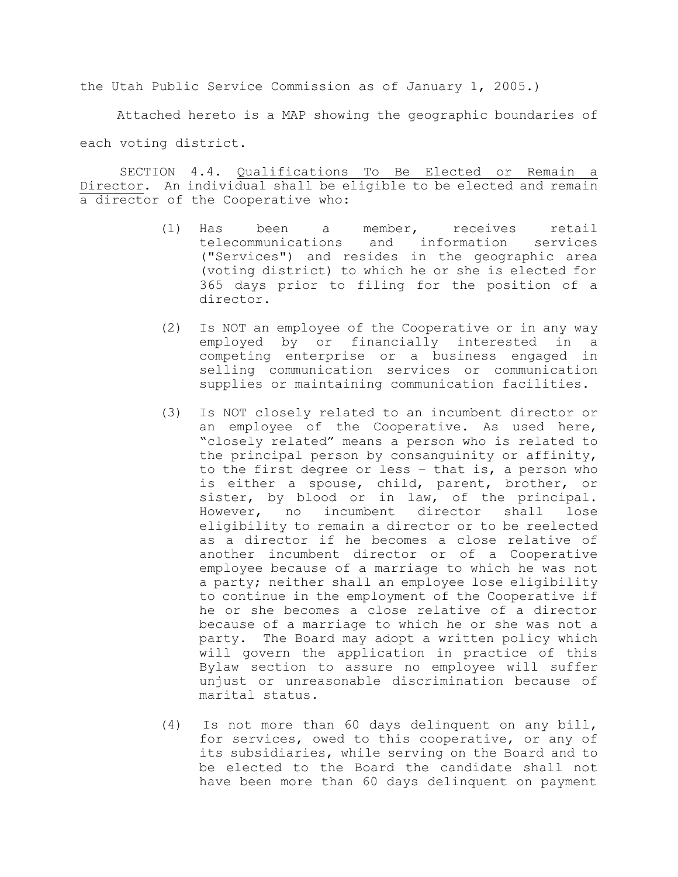the Utah Public Service Commission as of January 1, 2005.)

Attached hereto is a MAP showing the geographic boundaries of each voting district.

SECTION 4.4. Qualifications To Be Elected or Remain a Director. An individual shall be eligible to be elected and remain a director of the Cooperative who:

(1) Has been a member, receives retail telecommunications and information services ("Services") and resides in the geographic area (voting district) to which he or she is elected for 365 days prior to filing for the position of a director.

(2) Is NOT an employee of the Cooperative or in any way employed by or financially interested in a competing enterprise or a business engaged in selling communication services or communication supplies or maintaining communication facilities.

(3) Is NOT closely related to an incumbent director or an employee of the Cooperative. As used here, "closely related" means a person who is related to the principal person by consanguinity or affinity, to the first degree or less – that is, a person who is either a spouse, child, parent, brother, or sister, by blood or in law, of the principal. However, no incumbent director shall lose eligibility to remain a director or to be reelected as a director if he becomes a close relative of another incumbent director or of a Cooperative employee because of a marriage to which he was not a party; neither shall an employee lose eligibility to continue in the employment of the Cooperative if he or she becomes a close relative of a director because of a marriage to which he or she was not a party. The Board may adopt a written policy which will govern the application in practice of this Bylaw section to assure no employee will suffer unjust or unreasonable discrimination because of marital status.

(4) Is not more than 60 days delinquent on any bill, for services, owed to this cooperative, or any of its subsidiaries, while serving on the Board and to be elected to the Board the candidate shall not have been more than 60 days delinquent on payment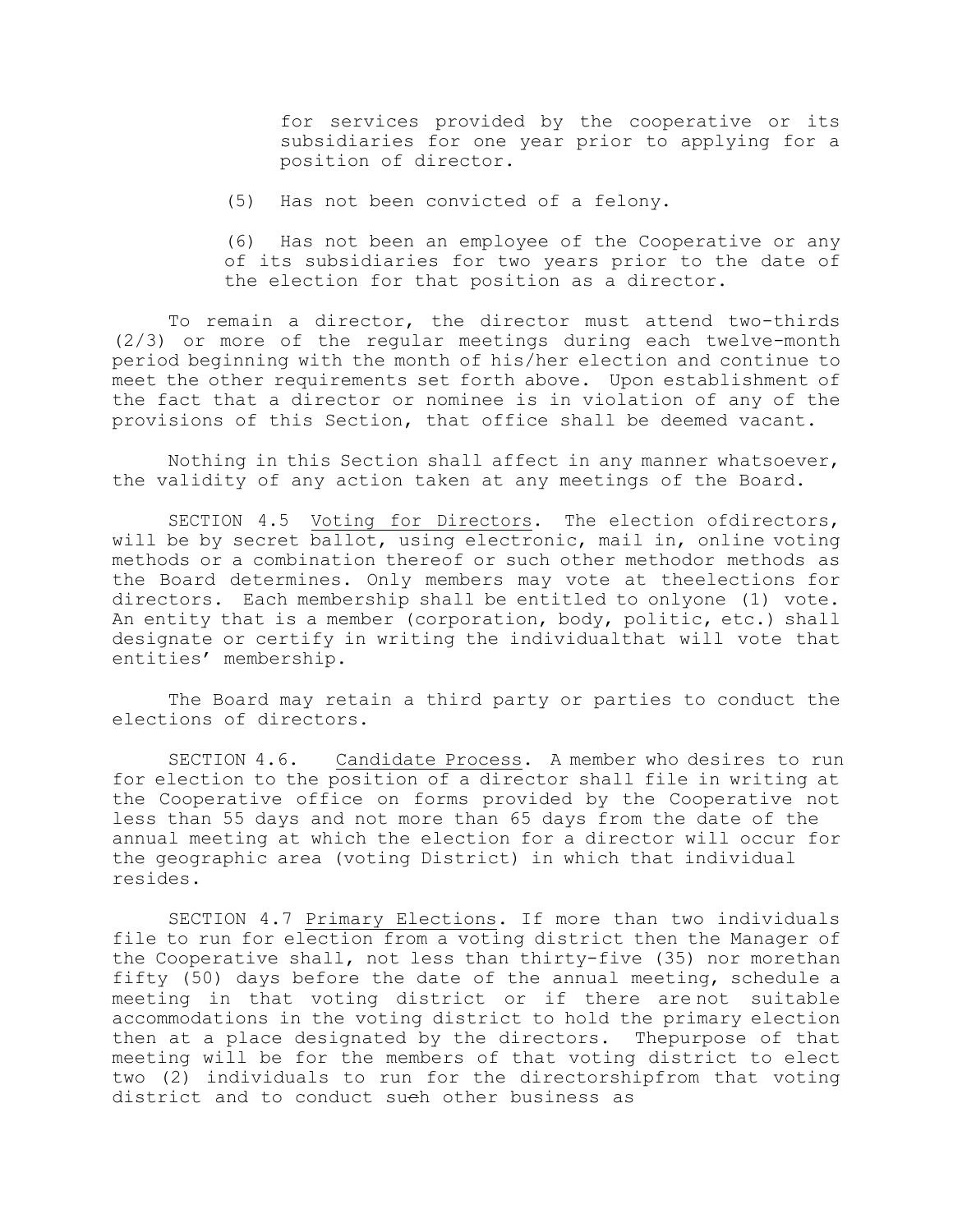for services provided by the cooperative or its subsidiaries for one year prior to applying for a position of director.

(5) Has not been convicted of a felony.

(6) Has not been an employee of the Cooperative or any of its subsidiaries for two years prior to the date of the election for that position as a director.

To remain a director, the director must attend two-thirds (2/3) or more of the regular meetings during each twelve-month period beginning with the month of his/her election and continue to meet the other requirements set forth above. Upon establishment of the fact that a director or nominee is in violation of any of the provisions of this Section, that office shall be deemed vacant.

Nothing in this Section shall affect in any manner whatsoever, the validity of any action taken at any meetings of the Board.

SECTION 4.5 Voting for Directors. The election ofdirectors, will be by secret ballot, using electronic, mail in, online voting methods or a combination thereof or such other methodor methods as the Board determines. Only members may vote at theelections for directors. Each membership shall be entitled to onlyone (1) vote. An entity that is a member (corporation, body, politic, etc.) shall designate or certify in writing the individualthat will vote that entities' membership.

The Board may retain a third party or parties to conduct the elections of directors.

SECTION 4.6. Candidate Process. A member who desires to run for election to the position of a director shall file in writing at the Cooperative office on forms provided by the Cooperative not less than 55 days and not more than 65 days from the date of the annual meeting at which the election for a director will occur for the geographic area (voting District) in which that individual resides.

SECTION 4.7 Primary Elections. If more than two individuals file to run for election from a voting district then the Manager of the Cooperative shall, not less than thirty-five (35) nor morethan fifty (50) days before the date of the annual meeting, schedule a meeting in that voting district or if there are not suitable accommodations in the voting district to hold the primary election then at a place designated by the directors. Thepurpose of that meeting will be for the members of that voting district to elect two (2) individuals to run for the directorshipfrom that voting district and to conduct such other business as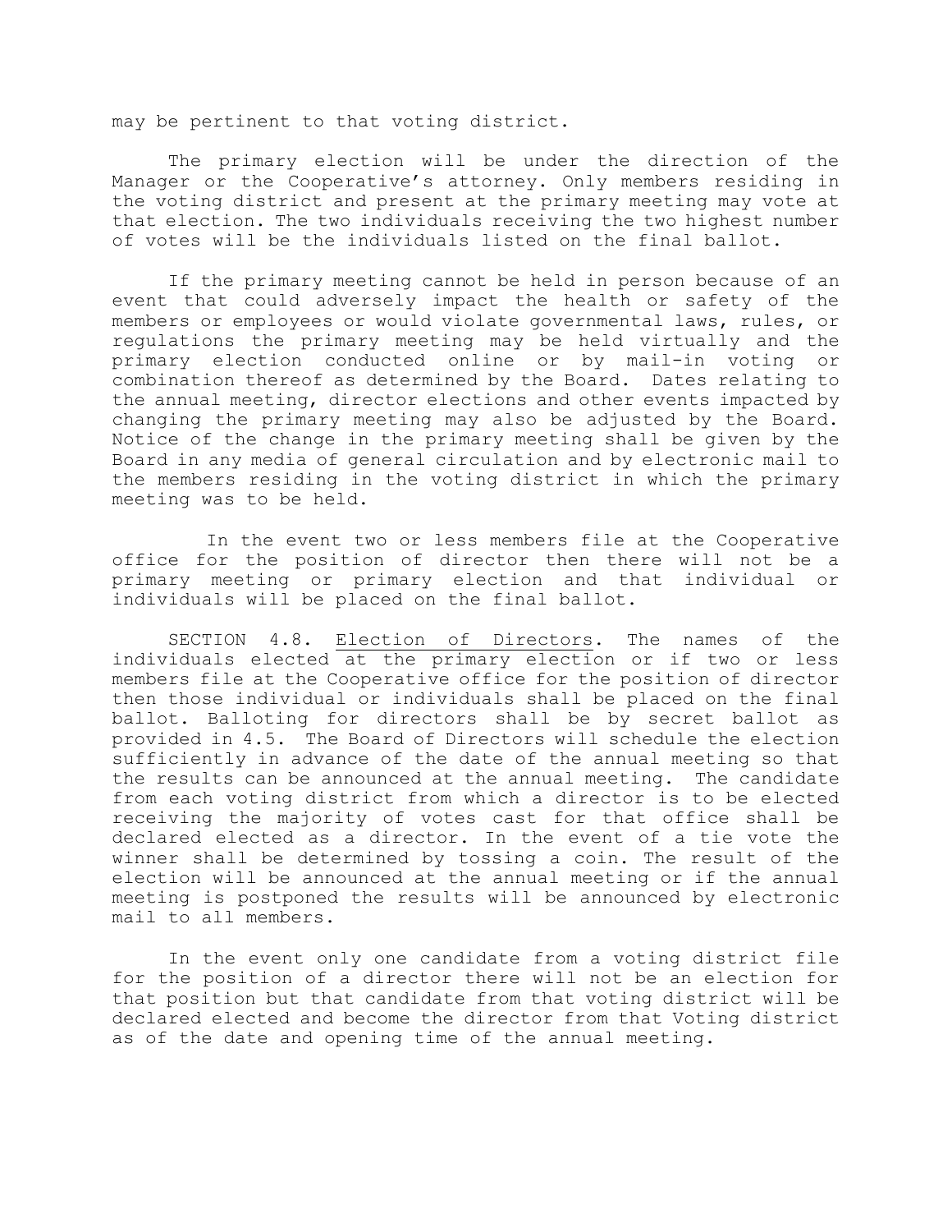may be pertinent to that voting district.

The primary election will be under the direction of the Manager or the Cooperative's attorney. Only members residing in the voting district and present at the primary meeting may vote at that election. The two individuals receiving the two highest number of votes will be the individuals listed on the final ballot.

If the primary meeting cannot be held in person because of an event that could adversely impact the health or safety of the members or employees or would violate governmental laws, rules, or regulations the primary meeting may be held virtually and the primary election conducted online or by mail-in voting or combination thereof as determined by the Board. Dates relating to the annual meeting, director elections and other events impacted by changing the primary meeting may also be adjusted by the Board. Notice of the change in the primary meeting shall be given by the Board in any media of general circulation and by electronic mail to the members residing in the voting district in which the primary meeting was to be held.

In the event two or less members file at the Cooperative office for the position of director then there will not be a primary meeting or primary election and that individual or individuals will be placed on the final ballot.

SECTION 4.8. Election of Directors. The names of the individuals elected at the primary election or if two or less members file at the Cooperative office for the position of director then those individual or individuals shall be placed on the final ballot. Balloting for directors shall be by secret ballot as provided in 4.5. The Board of Directors will schedule the election sufficiently in advance of the date of the annual meeting so that the results can be announced at the annual meeting. The candidate from each voting district from which a director is to be elected receiving the majority of votes cast for that office shall be declared elected as a director. In the event of a tie vote the winner shall be determined by tossing a coin. The result of the election will be announced at the annual meeting or if the annual meeting is postponed the results will be announced by electronic mail to all members.

In the event only one candidate from a voting district file for the position of a director there will not be an election for that position but that candidate from that voting district will be declared elected and become the director from that Voting district as of the date and opening time of the annual meeting.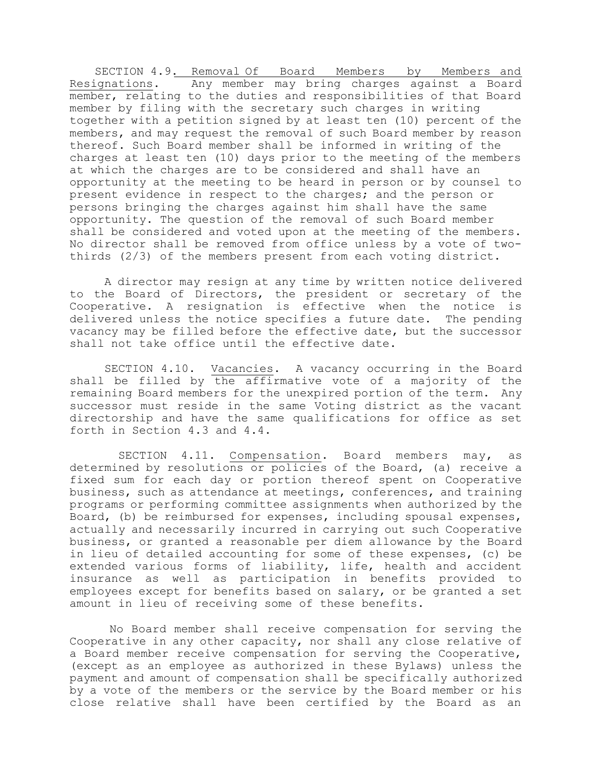SECTION 4.9. Removal Of Board Members by Members and Resignations. Any member may bring charges against a Board member, relating to the duties and responsibilities of that Board member by filing with the secretary such charges in writing together with a petition signed by at least ten (10) percent of the members, and may request the removal of such Board member by reason thereof. Such Board member shall be informed in writing of the charges at least ten (10) days prior to the meeting of the members at which the charges are to be considered and shall have an opportunity at the meeting to be heard in person or by counsel to present evidence in respect to the charges; and the person or persons bringing the charges against him shall have the same opportunity. The question of the removal of such Board member shall be considered and voted upon at the meeting of the members. No director shall be removed from office unless by a vote of two-thirds (2/3) of the members present from each voting district.

A director may resign at any time by written notice delivered to the Board of Directors, the president or secretary of the Cooperative. A resignation is effective when the notice is delivered unless the notice specifies a future date. The pending vacancy may be filled before the effective date, but the successor shall not take office until the effective date.

SECTION 4.10. Vacancies. A vacancy occurring in the Board shall be filled by the affirmative vote of a majority of the remaining Board members for the unexpired portion of the term. Any successor must reside in the same Voting district as the vacant directorship and have the same qualifications for office as set forth in Section 4.3 and 4.4.

SECTION 4.11. Compensation. Board members may, as determined by resolutions or policies of the Board, (a) receive a fixed sum for each day or portion thereof spent on Cooperative business, such as attendance at meetings, conferences, and training programs or performing committee assignments when authorized by the Board, (b) be reimbursed for expenses, including spousal expenses, actually and necessarily incurred in carrying out such Cooperative business, or granted a reasonable per diem allowance by the Board in lieu of detailed accounting for some of these expenses, (c) be extended various forms of liability, life, health and accident insurance as well as participation in benefits provided to employees except for benefits based on salary, or be granted a set amount in lieu of receiving some of these benefits.

No Board member shall receive compensation for serving the Cooperative in any other capacity, nor shall any close relative of a Board member receive compensation for serving the Cooperative, (except as an employee as authorized in these Bylaws) unless the payment and amount of compensation shall be specifically authorized by a vote of the members or the service by the Board member or his close relative shall have been certified by the Board as an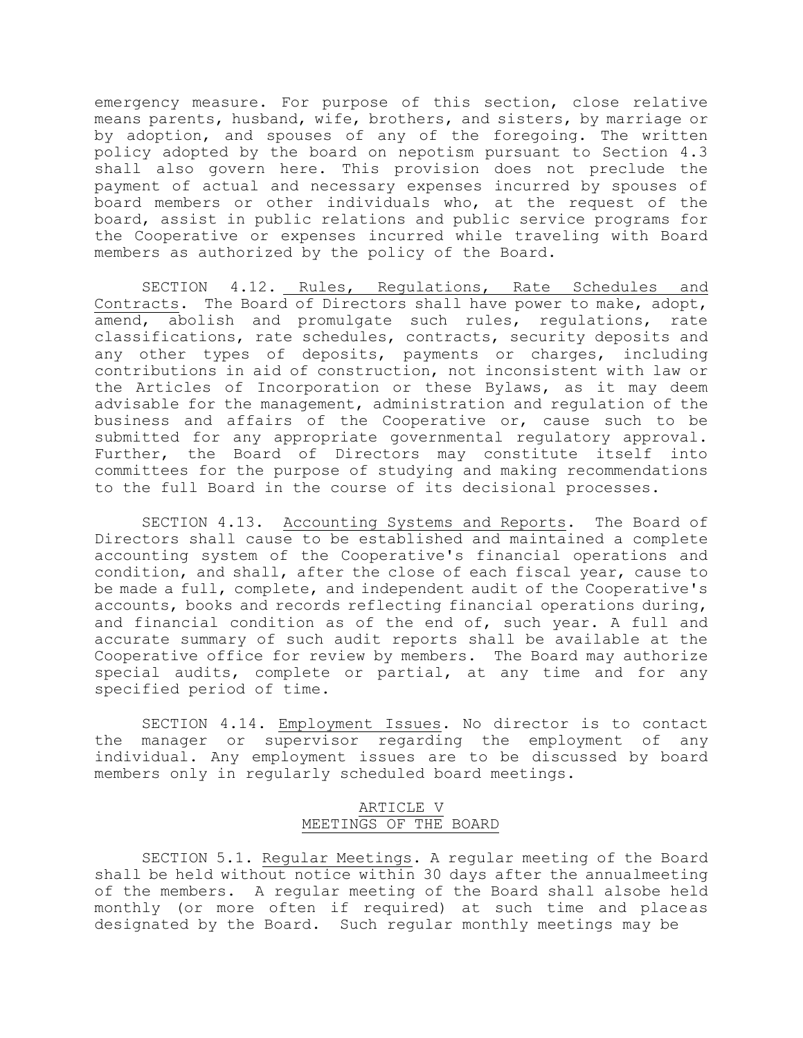emergency measure. For purpose of this section, close relative means parents, husband, wife, brothers, and sisters, by marriage or by adoption, and spouses of any of the foregoing. The written policy adopted by the board on nepotism pursuant to Section 4.3 shall also govern here. This provision does not preclude the payment of actual and necessary expenses incurred by spouses of board members or other individuals who, at the request of the board, assist in public relations and public service programs for the Cooperative or expenses incurred while traveling with Board members as authorized by the policy of the Board.

SECTION 4.12. Rules, Regulations, Rate Schedules and Contracts. The Board of Directors shall have power to make, adopt, amend, abolish and promulgate such rules, regulations, rate classifications, rate schedules, contracts, security deposits and any other types of deposits, payments or charges, including contributions in aid of construction, not inconsistent with law or the Articles of Incorporation or these Bylaws, as it may deem advisable for the management, administration and regulation of the business and affairs of the Cooperative or, cause such to be submitted for any appropriate governmental regulatory approval. Further, the Board of Directors may constitute itself into committees for the purpose of studying and making recommendations to the full Board in the course of its decisional processes.

SECTION 4.13. Accounting Systems and Reports. The Board of Directors shall cause to be established and maintained a complete accounting system of the Cooperative's financial operations and condition, and shall, after the close of each fiscal year, cause to be made a full, complete, and independent audit of the Cooperative's accounts, books and records reflecting financial operations during, and financial condition as of the end of, such year. A full and accurate summary of such audit reports shall be available at the Cooperative office for review by members. The Board may authorize special audits, complete or partial, at any time and for any specified period of time.

SECTION 4.14. Employment Issues. No director is to contact the manager or supervisor regarding the employment of any individual. Any employment issues are to be discussed by board members only in regularly scheduled board meetings.

## ARTICLE V
## MEETINGS OF THE BOARD

SECTION 5.1. Regular Meetings. A regular meeting of the Board shall be held without notice within 30 days after the annualmeeting of the members. A regular meeting of the Board shall alsobe held monthly (or more often if required) at such time and placeas designated by the Board. Such regular monthly meetings may be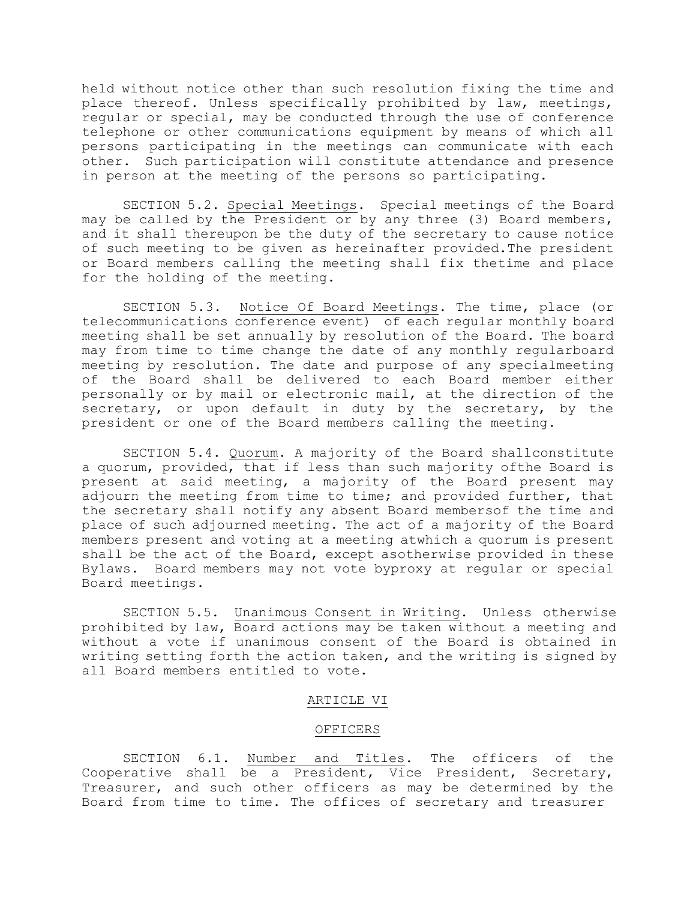held without notice other than such resolution fixing the time and place thereof. Unless specifically prohibited by law, meetings, regular or special, may be conducted through the use of conference telephone or other communications equipment by means of which all persons participating in the meetings can communicate with each other. Such participation will constitute attendance and presence in person at the meeting of the persons so participating.

SECTION 5.2. Special Meetings. Special meetings of the Board may be called by the President or by any three (3) Board members, and it shall thereupon be the duty of the secretary to cause notice of such meeting to be given as hereinafter provided.The president or Board members calling the meeting shall fix thetime and place for the holding of the meeting.

SECTION 5.3. Notice Of Board Meetings. The time, place (or telecommunications conference event) of each regular monthly board meeting shall be set annually by resolution of the Board. The board may from time to time change the date of any monthly regularboard meeting by resolution. The date and purpose of any specialmeeting of the Board shall be delivered to each Board member either personally or by mail or electronic mail, at the direction of the secretary, or upon default in duty by the secretary, by the president or one of the Board members calling the meeting.

SECTION 5.4. Quorum. A majority of the Board shallconstitute a quorum, provided, that if less than such majority ofthe Board is present at said meeting, a majority of the Board present may adjourn the meeting from time to time; and provided further, that the secretary shall notify any absent Board membersof the time and place of such adjourned meeting. The act of a majority of the Board members present and voting at a meeting atwhich a quorum is present shall be the act of the Board, except asotherwise provided in these Bylaws. Board members may not vote byproxy at regular or special Board meetings.

SECTION 5.5. Unanimous Consent in Writing. Unless otherwise prohibited by law, Board actions may be taken without a meeting and without a vote if unanimous consent of the Board is obtained in writing setting forth the action taken, and the writing is signed by all Board members entitled to vote.

## ARTICLE VI

## OFFICERS

SECTION 6.1. Number and Titles. The officers of the Cooperative shall be a President, Vice President, Secretary, Treasurer, and such other officers as may be determined by the Board from time to time. The offices of secretary and treasurer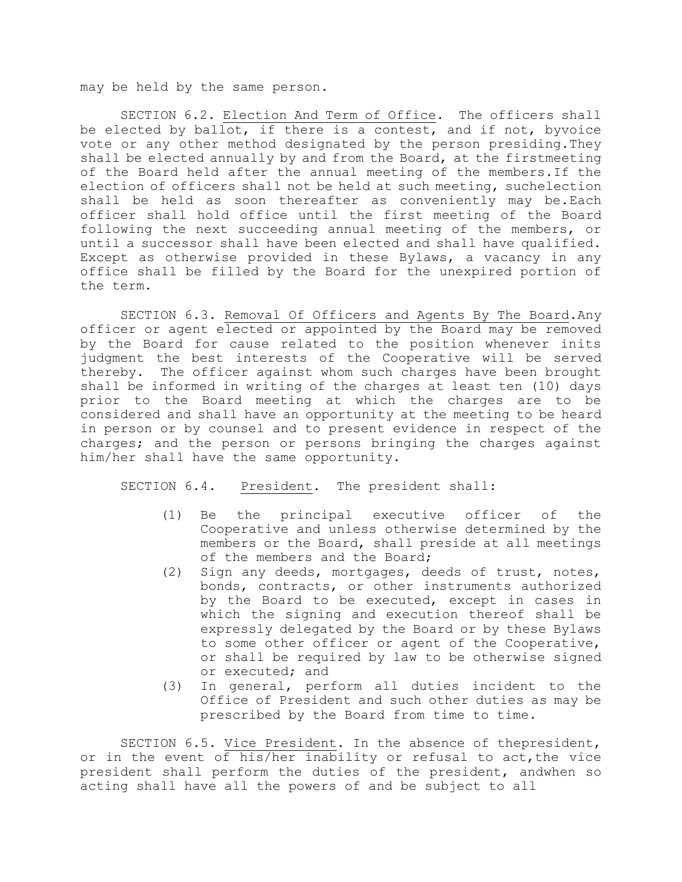may be held by the same person.

SECTION 6.2. Election And Term of Office. The officers shall be elected by ballot, if there is a contest, and if not, byvoice vote or any other method designated by the person presiding.They shall be elected annually by and from the Board, at the firstmeeting of the Board held after the annual meeting of the members.If the election of officers shall not be held at such meeting, suchelection shall be held as soon thereafter as conveniently may be.Each officer shall hold office until the first meeting of the Board following the next succeeding annual meeting of the members, or until a successor shall have been elected and shall have qualified. Except as otherwise provided in these Bylaws, a vacancy in any office shall be filled by the Board for the unexpired portion of the term.

SECTION 6.3. Removal Of Officers and Agents By The Board.Any officer or agent elected or appointed by the Board may be removed by the Board for cause related to the position whenever inits judgment the best interests of the Cooperative will be served thereby. The officer against whom such charges have been brought shall be informed in writing of the charges at least ten (10) days prior to the Board meeting at which the charges are to be considered and shall have an opportunity at the meeting to be heard in person or by counsel and to present evidence in respect of the charges; and the person or persons bringing the charges against him/her shall have the same opportunity.

SECTION 6.4. President. The president shall:

(1) Be the principal executive officer of the Cooperative and unless otherwise determined by the members or the Board, shall preside at all meetings of the members and the Board;
(2) Sign any deeds, mortgages, deeds of trust, notes, bonds, contracts, or other instruments authorized by the Board to be executed, except in cases in which the signing and execution thereof shall be expressly delegated by the Board or by these Bylaws to some other officer or agent of the Cooperative, or shall be required by law to be otherwise signed or executed; and
(3) In general, perform all duties incident to the Office of President and such other duties as may be prescribed by the Board from time to time.

SECTION 6.5. Vice President. In the absence of thepresident, or in the event of his/her inability or refusal to act,the vice president shall perform the duties of the president, andwhen so acting shall have all the powers of and be subject to all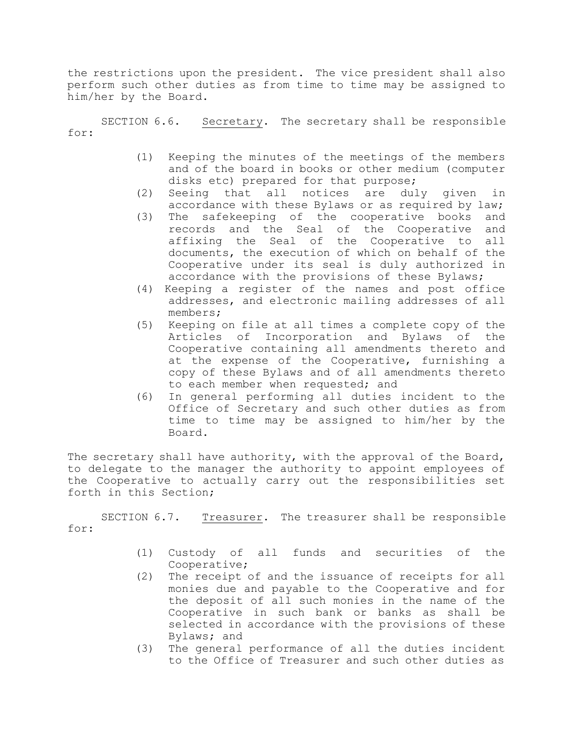the restrictions upon the president. The vice president shall also perform such other duties as from time to time may be assigned to him/her by the Board.

SECTION 6.6. Secretary. The secretary shall be responsible for:

(1) Keeping the minutes of the meetings of the members and of the board in books or other medium (computer disks etc) prepared for that purpose;
(2) Seeing that all notices are duly given in accordance with these Bylaws or as required by law;
(3) The safekeeping of the cooperative books and records and the Seal of the Cooperative and affixing the Seal of the Cooperative to all documents, the execution of which on behalf of the Cooperative under its seal is duly authorized in accordance with the provisions of these Bylaws;
(4) Keeping a register of the names and post office addresses, and electronic mailing addresses of all members;
(5) Keeping on file at all times a complete copy of the Articles of Incorporation and Bylaws of the Cooperative containing all amendments thereto and at the expense of the Cooperative, furnishing a copy of these Bylaws and of all amendments thereto to each member when requested; and
(6) In general performing all duties incident to the Office of Secretary and such other duties as from time to time may be assigned to him/her by the Board.

The secretary shall have authority, with the approval of the Board, to delegate to the manager the authority to appoint employees of the Cooperative to actually carry out the responsibilities set forth in this Section;

SECTION 6.7. Treasurer. The treasurer shall be responsible for:

(1) Custody of all funds and securities of the Cooperative;
(2) The receipt of and the issuance of receipts for all monies due and payable to the Cooperative and for the deposit of all such monies in the name of the Cooperative in such bank or banks as shall be selected in accordance with the provisions of these Bylaws; and
(3) The general performance of all the duties incident to the Office of Treasurer and such other duties as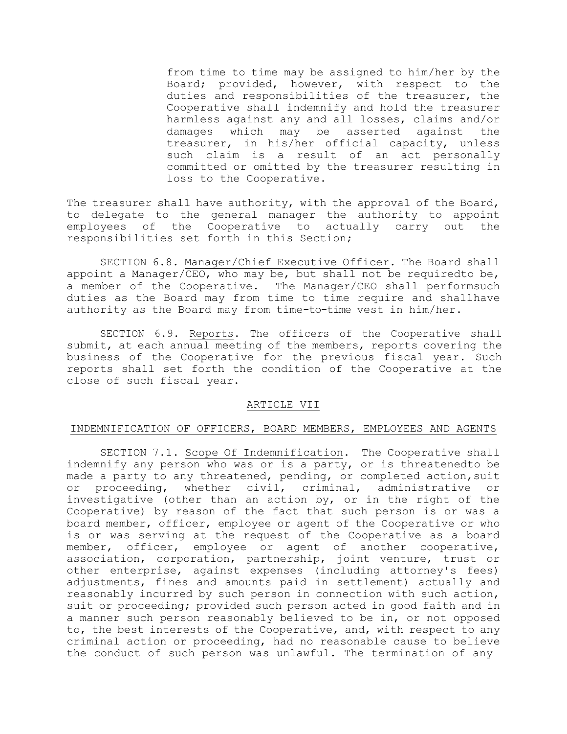from time to time may be assigned to him/her by the Board; provided, however, with respect to the duties and responsibilities of the treasurer, the Cooperative shall indemnify and hold the treasurer harmless against any and all losses, claims and/or damages which may be asserted against the treasurer, in his/her official capacity, unless such claim is a result of an act personally committed or omitted by the treasurer resulting in loss to the Cooperative.

The treasurer shall have authority, with the approval of the Board, to delegate to the general manager the authority to appoint employees of the Cooperative to actually carry out the responsibilities set forth in this Section;

SECTION 6.8. Manager/Chief Executive Officer. The Board shall appoint a Manager/CEO, who may be, but shall not be requiredto be, a member of the Cooperative. The Manager/CEO shall performsuch duties as the Board may from time to time require and shallhave authority as the Board may from time-to-time vest in him/her.

SECTION 6.9. Reports. The officers of the Cooperative shall submit, at each annual meeting of the members, reports covering the business of the Cooperative for the previous fiscal year. Such reports shall set forth the condition of the Cooperative at the close of such fiscal year.

## ARTICLE VII

## INDEMNIFICATION OF OFFICERS, BOARD MEMBERS, EMPLOYEES AND AGENTS

SECTION 7.1. Scope Of Indemnification. The Cooperative shall indemnify any person who was or is a party, or is threatenedto be made a party to any threatened, pending, or completed action,suit or proceeding, whether civil, criminal, administrative or investigative (other than an action by, or in the right of the Cooperative) by reason of the fact that such person is or was a board member, officer, employee or agent of the Cooperative or who is or was serving at the request of the Cooperative as a board member, officer, employee or agent of another cooperative, association, corporation, partnership, joint venture, trust or other enterprise, against expenses (including attorney's fees) adjustments, fines and amounts paid in settlement) actually and reasonably incurred by such person in connection with such action, suit or proceeding; provided such person acted in good faith and in a manner such person reasonably believed to be in, or not opposed to, the best interests of the Cooperative, and, with respect to any criminal action or proceeding, had no reasonable cause to believe the conduct of such person was unlawful. The termination of any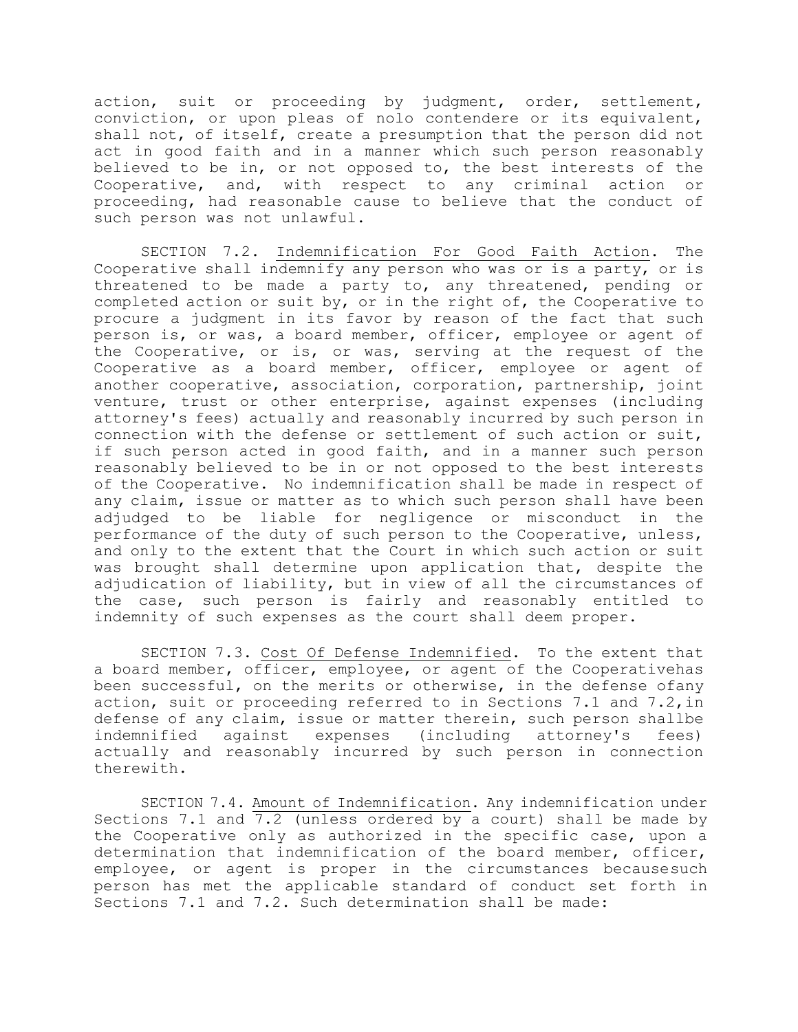action, suit or proceeding by judgment, order, settlement, conviction, or upon pleas of nolo contendere or its equivalent, shall not, of itself, create a presumption that the person did not act in good faith and in a manner which such person reasonably believed to be in, or not opposed to, the best interests of the Cooperative, and, with respect to any criminal action or proceeding, had reasonable cause to believe that the conduct of such person was not unlawful.

SECTION 7.2. Indemnification For Good Faith Action. The Cooperative shall indemnify any person who was or is a party, or is threatened to be made a party to, any threatened, pending or completed action or suit by, or in the right of, the Cooperative to procure a judgment in its favor by reason of the fact that such person is, or was, a board member, officer, employee or agent of the Cooperative, or is, or was, serving at the request of the Cooperative as a board member, officer, employee or agent of another cooperative, association, corporation, partnership, joint venture, trust or other enterprise, against expenses (including attorney's fees) actually and reasonably incurred by such person in connection with the defense or settlement of such action or suit, if such person acted in good faith, and in a manner such person reasonably believed to be in or not opposed to the best interests of the Cooperative. No indemnification shall be made in respect of any claim, issue or matter as to which such person shall have been adjudged to be liable for negligence or misconduct in the performance of the duty of such person to the Cooperative, unless, and only to the extent that the Court in which such action or suit was brought shall determine upon application that, despite the adjudication of liability, but in view of all the circumstances of the case, such person is fairly and reasonably entitled to indemnity of such expenses as the court shall deem proper.

SECTION 7.3. Cost Of Defense Indemnified. To the extent that a board member, officer, employee, or agent of the Cooperativehas been successful, on the merits or otherwise, in the defense ofany action, suit or proceeding referred to in Sections 7.1 and 7.2,in defense of any claim, issue or matter therein, such person shallbe indemnified against expenses (including attorney's fees) actually and reasonably incurred by such person in connection therewith.

SECTION 7.4. Amount of Indemnification. Any indemnification under Sections 7.1 and 7.2 (unless ordered by a court) shall be made by the Cooperative only as authorized in the specific case, upon a determination that indemnification of the board member, officer, employee, or agent is proper in the circumstances becausesuch person has met the applicable standard of conduct set forth in Sections 7.1 and 7.2. Such determination shall be made: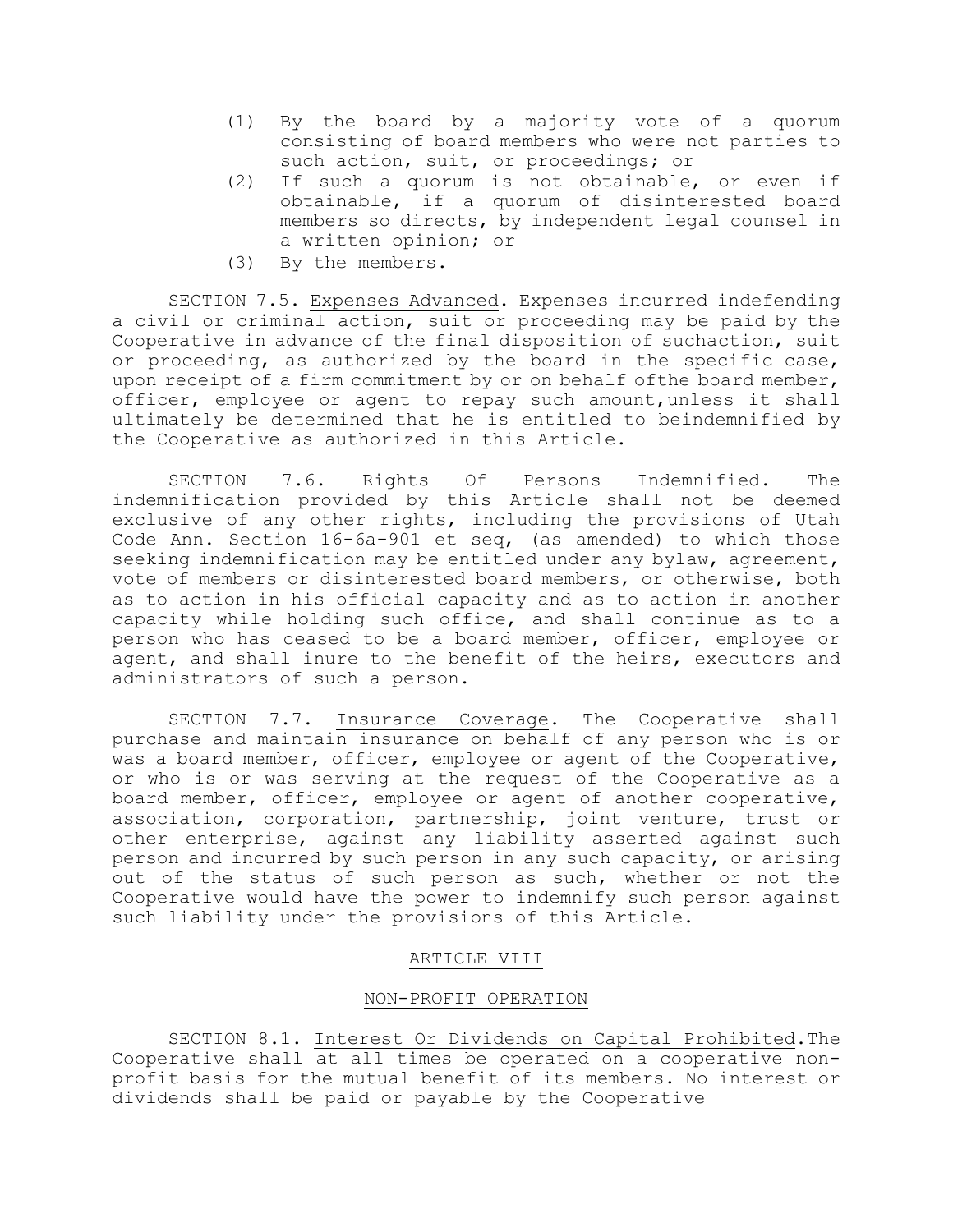(1) By the board by a majority vote of a quorum consisting of board members who were not parties to such action, suit, or proceedings; or
(2) If such a quorum is not obtainable, or even if obtainable, if a quorum of disinterested board members so directs, by independent legal counsel in a written opinion; or
(3) By the members.

SECTION 7.5. Expenses Advanced. Expenses incurred indefending a civil or criminal action, suit or proceeding may be paid by the Cooperative in advance of the final disposition of suchaction, suit or proceeding, as authorized by the board in the specific case, upon receipt of a firm commitment by or on behalf ofthe board member, officer, employee or agent to repay such amount,unless it shall ultimately be determined that he is entitled to beindemnified by the Cooperative as authorized in this Article.

SECTION 7.6. Rights Of Persons Indemnified. The indemnification provided by this Article shall not be deemed exclusive of any other rights, including the provisions of Utah Code Ann. Section 16-6a-901 et seq, (as amended) to which those seeking indemnification may be entitled under any bylaw, agreement, vote of members or disinterested board members, or otherwise, both as to action in his official capacity and as to action in another capacity while holding such office, and shall continue as to a person who has ceased to be a board member, officer, employee or agent, and shall inure to the benefit of the heirs, executors and administrators of such a person.

SECTION 7.7. Insurance Coverage. The Cooperative shall purchase and maintain insurance on behalf of any person who is or was a board member, officer, employee or agent of the Cooperative, or who is or was serving at the request of the Cooperative as a board member, officer, employee or agent of another cooperative, association, corporation, partnership, joint venture, trust or other enterprise, against any liability asserted against such person and incurred by such person in any such capacity, or arising out of the status of such person as such, whether or not the Cooperative would have the power to indemnify such person against such liability under the provisions of this Article.

## ARTICLE VIII

## NON-PROFIT OPERATION

SECTION 8.1. Interest Or Dividends on Capital Prohibited.The Cooperative shall at all times be operated on a cooperative non-profit basis for the mutual benefit of its members. No interest or dividends shall be paid or payable by the Cooperative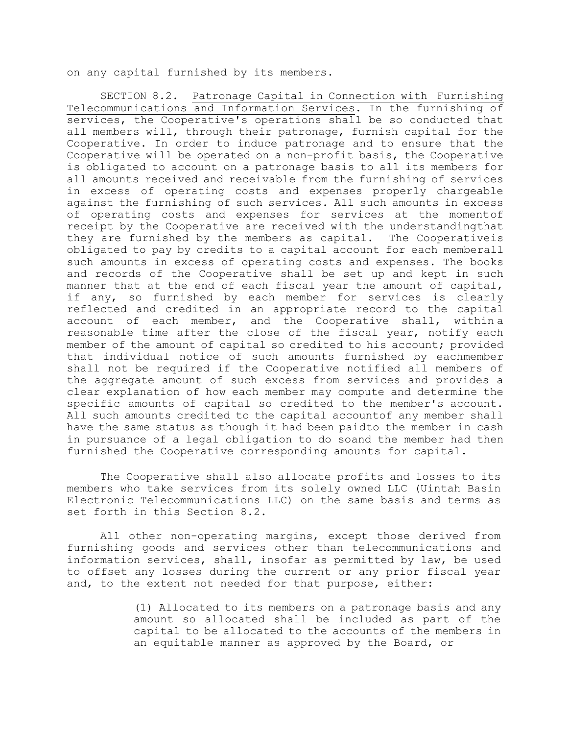on any capital furnished by its members.

SECTION 8.2. Patronage Capital in Connection with Furnishing Telecommunications and Information Services. In the furnishing of services, the Cooperative's operations shall be so conducted that all members will, through their patronage, furnish capital for the Cooperative. In order to induce patronage and to ensure that the Cooperative will be operated on a non-profit basis, the Cooperative is obligated to account on a patronage basis to all its members for all amounts received and receivable from the furnishing of services in excess of operating costs and expenses properly chargeable against the furnishing of such services. All such amounts in excess of operating costs and expenses for services at the momentof receipt by the Cooperative are received with the understandingthat they are furnished by the members as capital. The Cooperativeis obligated to pay by credits to a capital account for each memberall such amounts in excess of operating costs and expenses. The books and records of the Cooperative shall be set up and kept in such manner that at the end of each fiscal year the amount of capital, if any, so furnished by each member for services is clearly reflected and credited in an appropriate record to the capital account of each member, and the Cooperative shall, within a reasonable time after the close of the fiscal year, notify each member of the amount of capital so credited to his account; provided that individual notice of such amounts furnished by eachmember shall not be required if the Cooperative notified all members of the aggregate amount of such excess from services and provides a clear explanation of how each member may compute and determine the specific amounts of capital so credited to the member's account. All such amounts credited to the capital accountof any member shall have the same status as though it had been paidto the member in cash in pursuance of a legal obligation to do soand the member had then furnished the Cooperative corresponding amounts for capital.

The Cooperative shall also allocate profits and losses to its members who take services from its solely owned LLC (Uintah Basin Electronic Telecommunications LLC) on the same basis and terms as set forth in this Section 8.2.

All other non-operating margins, except those derived from furnishing goods and services other than telecommunications and information services, shall, insofar as permitted by law, be used to offset any losses during the current or any prior fiscal year and, to the extent not needed for that purpose, either:

(1) Allocated to its members on a patronage basis and any amount so allocated shall be included as part of the capital to be allocated to the accounts of the members in an equitable manner as approved by the Board, or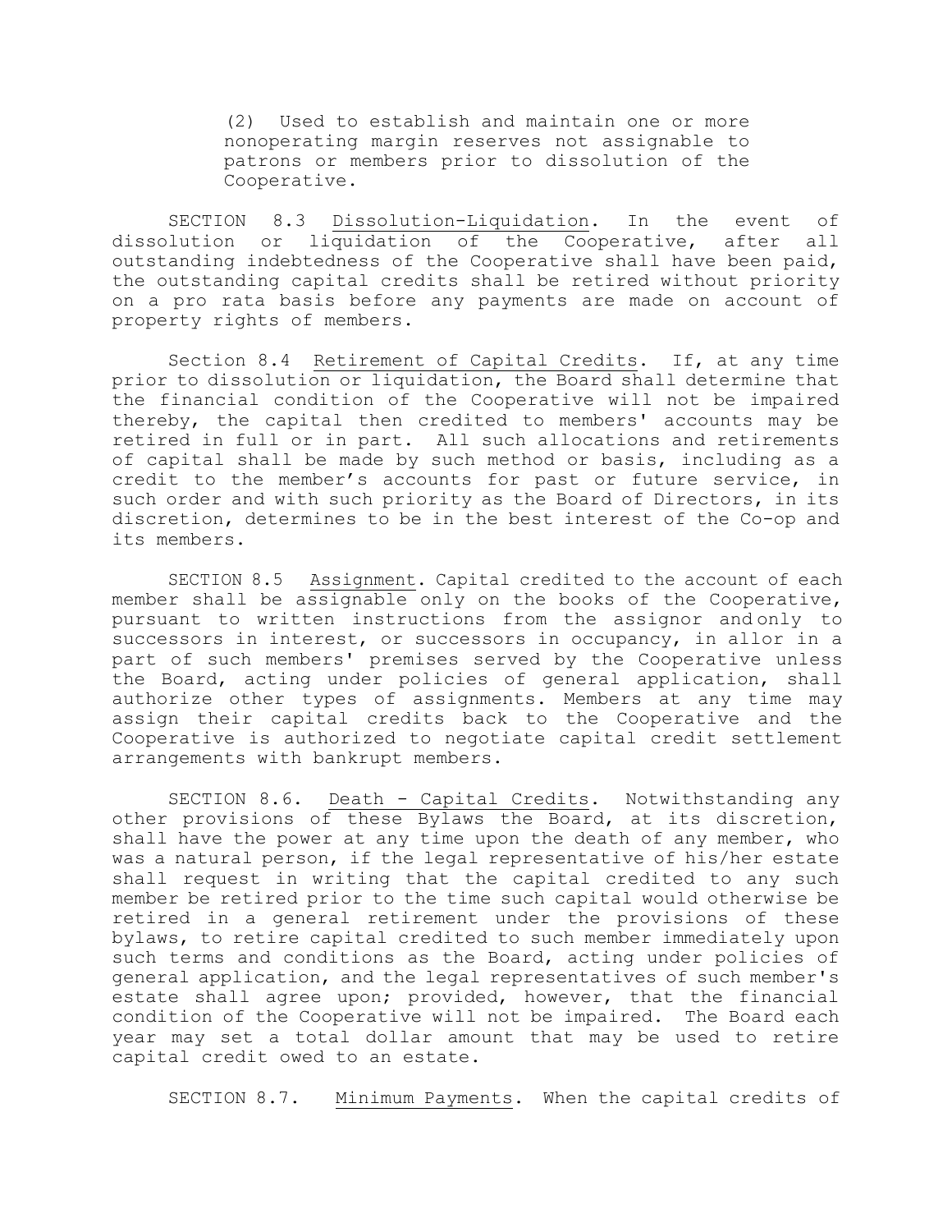(2) Used to establish and maintain one or more nonoperating margin reserves not assignable to patrons or members prior to dissolution of the Cooperative.

SECTION 8.3 Dissolution-Liquidation. In the event of dissolution or liquidation of the Cooperative, after all outstanding indebtedness of the Cooperative shall have been paid, the outstanding capital credits shall be retired without priority on a pro rata basis before any payments are made on account of property rights of members.

Section 8.4 Retirement of Capital Credits. If, at any time prior to dissolution or liquidation, the Board shall determine that the financial condition of the Cooperative will not be impaired thereby, the capital then credited to members' accounts may be retired in full or in part. All such allocations and retirements of capital shall be made by such method or basis, including as a credit to the member's accounts for past or future service, in such order and with such priority as the Board of Directors, in its discretion, determines to be in the best interest of the Co-op and its members.

SECTION 8.5 Assignment. Capital credited to the account of each member shall be assignable only on the books of the Cooperative, pursuant to written instructions from the assignor andonly to successors in interest, or successors in occupancy, in allor in a part of such members' premises served by the Cooperative unless the Board, acting under policies of general application, shall authorize other types of assignments. Members at any time may assign their capital credits back to the Cooperative and the Cooperative is authorized to negotiate capital credit settlement arrangements with bankrupt members.

SECTION 8.6. Death - Capital Credits. Notwithstanding any other provisions of these Bylaws the Board, at its discretion, shall have the power at any time upon the death of any member, who was a natural person, if the legal representative of his/her estate shall request in writing that the capital credited to any such member be retired prior to the time such capital would otherwise be retired in a general retirement under the provisions of these bylaws, to retire capital credited to such member immediately upon such terms and conditions as the Board, acting under policies of general application, and the legal representatives of such member's estate shall agree upon; provided, however, that the financial condition of the Cooperative will not be impaired. The Board each year may set a total dollar amount that may be used to retire capital credit owed to an estate.

SECTION 8.7. Minimum Payments. When the capital credits of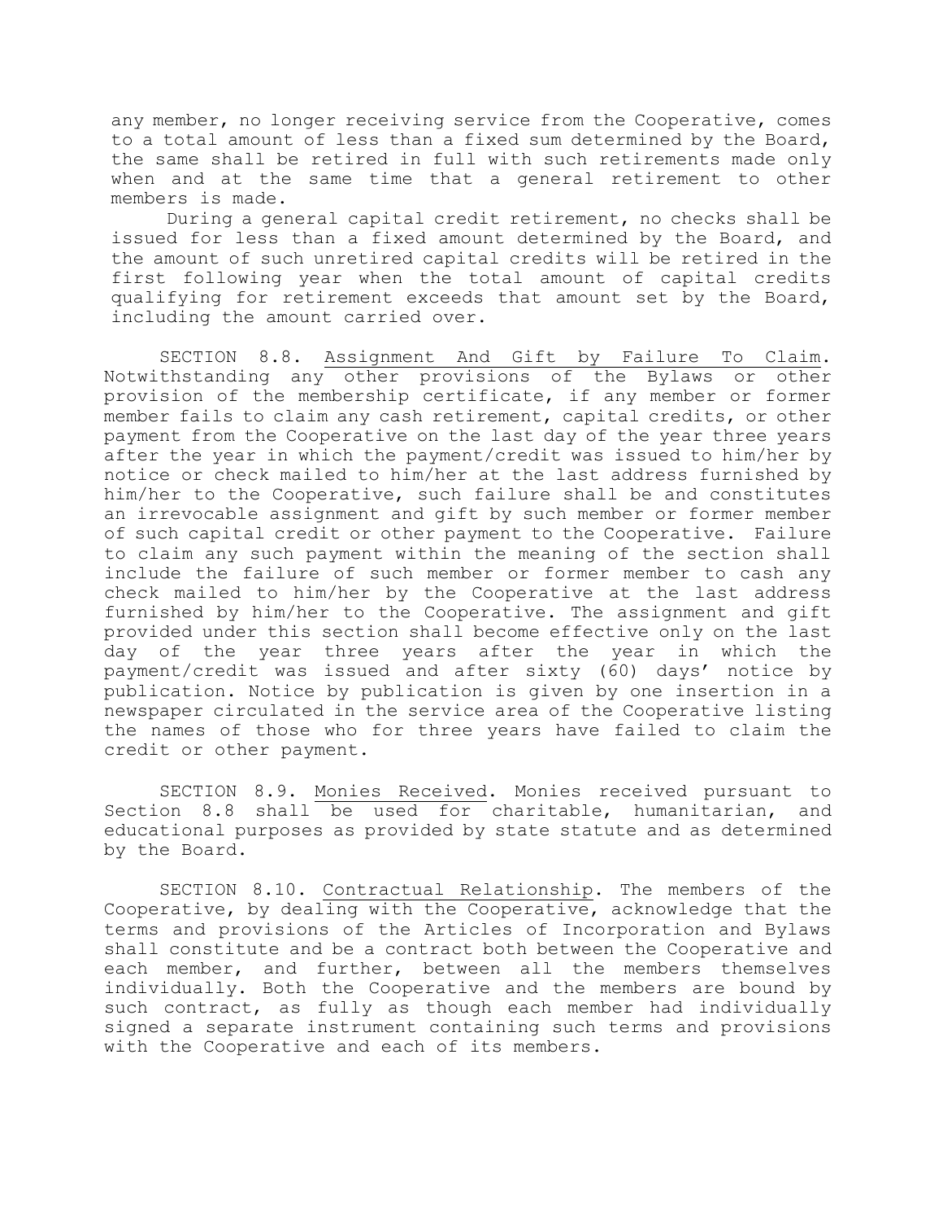any member, no longer receiving service from the Cooperative, comes to a total amount of less than a fixed sum determined by the Board, the same shall be retired in full with such retirements made only when and at the same time that a general retirement to other members is made.

During a general capital credit retirement, no checks shall be issued for less than a fixed amount determined by the Board, and the amount of such unretired capital credits will be retired in the first following year when the total amount of capital credits qualifying for retirement exceeds that amount set by the Board, including the amount carried over.

SECTION 8.8. Assignment And Gift by Failure To Claim. Notwithstanding any other provisions of the Bylaws or other provision of the membership certificate, if any member or former member fails to claim any cash retirement, capital credits, or other payment from the Cooperative on the last day of the year three years after the year in which the payment/credit was issued to him/her by notice or check mailed to him/her at the last address furnished by him/her to the Cooperative, such failure shall be and constitutes an irrevocable assignment and gift by such member or former member of such capital credit or other payment to the Cooperative. Failure to claim any such payment within the meaning of the section shall include the failure of such member or former member to cash any check mailed to him/her by the Cooperative at the last address furnished by him/her to the Cooperative. The assignment and gift provided under this section shall become effective only on the last day of the year three years after the year in which the payment/credit was issued and after sixty (60) days' notice by publication. Notice by publication is given by one insertion in a newspaper circulated in the service area of the Cooperative listing the names of those who for three years have failed to claim the credit or other payment.

SECTION 8.9. Monies Received. Monies received pursuant to Section 8.8 shall be used for charitable, humanitarian, and educational purposes as provided by state statute and as determined by the Board.

SECTION 8.10. Contractual Relationship. The members of the Cooperative, by dealing with the Cooperative, acknowledge that the terms and provisions of the Articles of Incorporation and Bylaws shall constitute and be a contract both between the Cooperative and each member, and further, between all the members themselves individually. Both the Cooperative and the members are bound by such contract, as fully as though each member had individually signed a separate instrument containing such terms and provisions with the Cooperative and each of its members.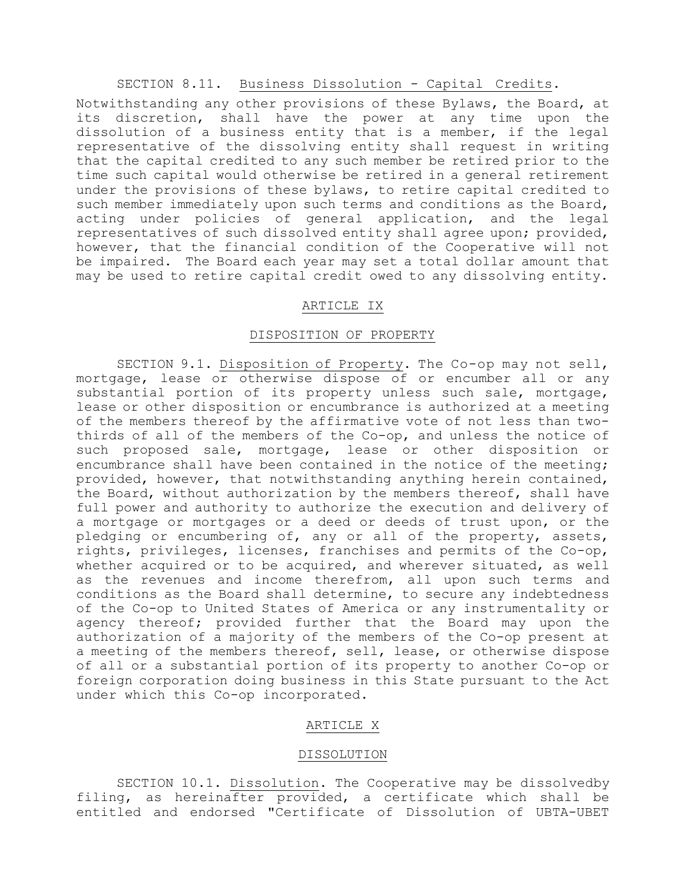SECTION 8.11. Business Dissolution - Capital Credits. Notwithstanding any other provisions of these Bylaws, the Board, at its discretion, shall have the power at any time upon the dissolution of a business entity that is a member, if the legal representative of the dissolving entity shall request in writing that the capital credited to any such member be retired prior to the time such capital would otherwise be retired in a general retirement under the provisions of these bylaws, to retire capital credited to such member immediately upon such terms and conditions as the Board, acting under policies of general application, and the legal representatives of such dissolved entity shall agree upon; provided, however, that the financial condition of the Cooperative will not be impaired. The Board each year may set a total dollar amount that may be used to retire capital credit owed to any dissolving entity.

## ARTICLE IX

## DISPOSITION OF PROPERTY

SECTION 9.1. Disposition of Property. The Co-op may not sell, mortgage, lease or otherwise dispose of or encumber all or any substantial portion of its property unless such sale, mortgage, lease or other disposition or encumbrance is authorized at a meeting of the members thereof by the affirmative vote of not less than two-thirds of all of the members of the Co-op, and unless the notice of such proposed sale, mortgage, lease or other disposition or encumbrance shall have been contained in the notice of the meeting; provided, however, that notwithstanding anything herein contained, the Board, without authorization by the members thereof, shall have full power and authority to authorize the execution and delivery of a mortgage or mortgages or a deed or deeds of trust upon, or the pledging or encumbering of, any or all of the property, assets, rights, privileges, licenses, franchises and permits of the Co-op, whether acquired or to be acquired, and wherever situated, as well as the revenues and income therefrom, all upon such terms and conditions as the Board shall determine, to secure any indebtedness of the Co-op to United States of America or any instrumentality or agency thereof; provided further that the Board may upon the authorization of a majority of the members of the Co-op present at a meeting of the members thereof, sell, lease, or otherwise dispose of all or a substantial portion of its property to another Co-op or foreign corporation doing business in this State pursuant to the Act under which this Co-op incorporated.

## ARTICLE X

## DISSOLUTION

SECTION 10.1. Dissolution. The Cooperative may be dissolvedby filing, as hereinafter provided, a certificate which shall be entitled and endorsed "Certificate of Dissolution of UBTA-UBET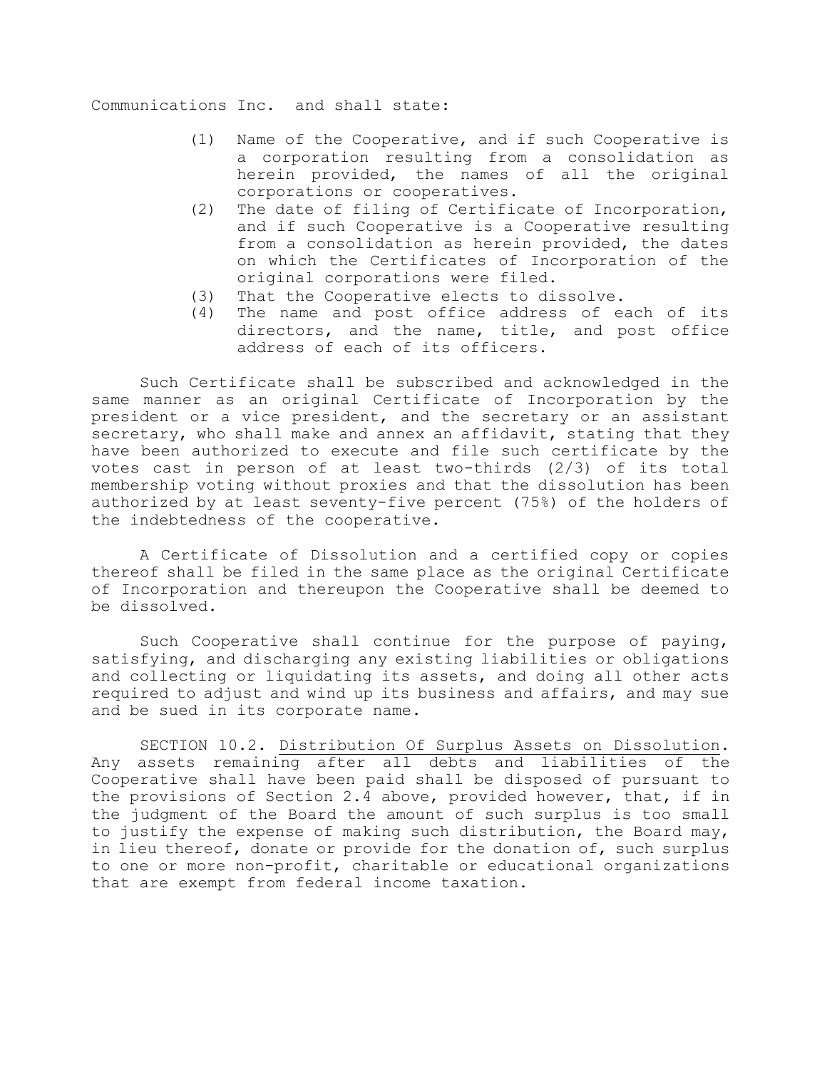Communications Inc. and shall state:

(1) Name of the Cooperative, and if such Cooperative is a corporation resulting from a consolidation as herein provided, the names of all the original corporations or cooperatives.

(2) The date of filing of Certificate of Incorporation, and if such Cooperative is a Cooperative resulting from a consolidation as herein provided, the dates on which the Certificates of Incorporation of the original corporations were filed.

(3) That the Cooperative elects to dissolve.

(4) The name and post office address of each of its directors, and the name, title, and post office address of each of its officers.

Such Certificate shall be subscribed and acknowledged in the same manner as an original Certificate of Incorporation by the president or a vice president, and the secretary or an assistant secretary, who shall make and annex an affidavit, stating that they have been authorized to execute and file such certificate by the votes cast in person of at least two-thirds (2/3) of its total membership voting without proxies and that the dissolution has been authorized by at least seventy-five percent (75%) of the holders of the indebtedness of the cooperative.

A Certificate of Dissolution and a certified copy or copies thereof shall be filed in the same place as the original Certificate of Incorporation and thereupon the Cooperative shall be deemed to be dissolved.

Such Cooperative shall continue for the purpose of paying, satisfying, and discharging any existing liabilities or obligations and collecting or liquidating its assets, and doing all other acts required to adjust and wind up its business and affairs, and may sue and be sued in its corporate name.

SECTION 10.2. Distribution Of Surplus Assets on Dissolution. Any assets remaining after all debts and liabilities of the Cooperative shall have been paid shall be disposed of pursuant to the provisions of Section 2.4 above, provided however, that, if in the judgment of the Board the amount of such surplus is too small to justify the expense of making such distribution, the Board may, in lieu thereof, donate or provide for the donation of, such surplus to one or more non-profit, charitable or educational organizations that are exempt from federal income taxation.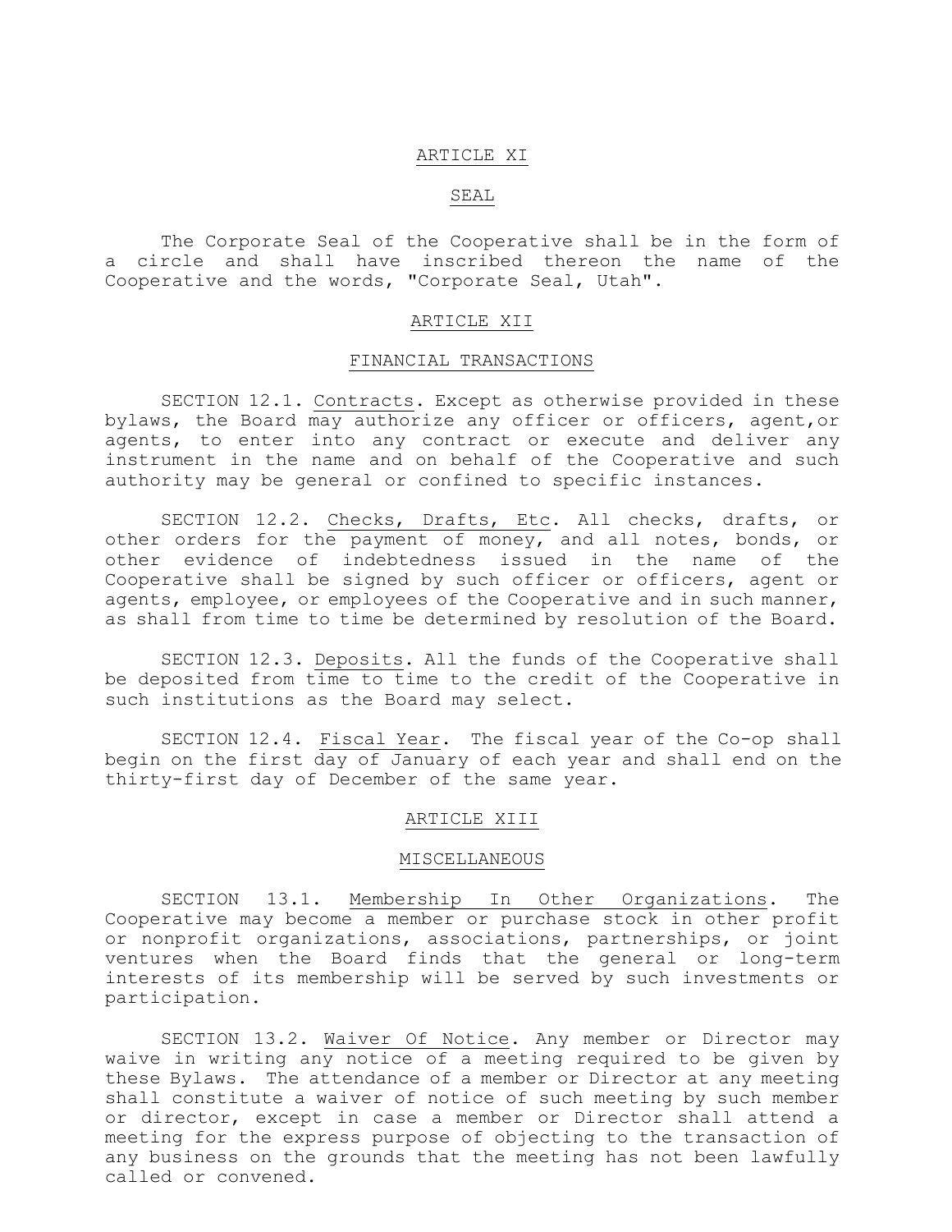## ARTICLE XI

## SEAL

The Corporate Seal of the Cooperative shall be in the form of a circle and shall have inscribed thereon the name of the Cooperative and the words, "Corporate Seal, Utah".

## ARTICLE XII

## FINANCIAL TRANSACTIONS

SECTION 12.1. Contracts. Except as otherwise provided in these bylaws, the Board may authorize any officer or officers, agent,or agents, to enter into any contract or execute and deliver any instrument in the name and on behalf of the Cooperative and such authority may be general or confined to specific instances.

SECTION 12.2. Checks, Drafts, Etc. All checks, drafts, or other orders for the payment of money, and all notes, bonds, or other evidence of indebtedness issued in the name of the Cooperative shall be signed by such officer or officers, agent or agents, employee, or employees of the Cooperative and in such manner, as shall from time to time be determined by resolution of the Board.

SECTION 12.3. Deposits. All the funds of the Cooperative shall be deposited from time to time to the credit of the Cooperative in such institutions as the Board may select.

SECTION 12.4. Fiscal Year. The fiscal year of the Co-op shall begin on the first day of January of each year and shall end on the thirty-first day of December of the same year.

## ARTICLE XIII

## MISCELLANEOUS

SECTION 13.1. Membership In Other Organizations. The Cooperative may become a member or purchase stock in other profit or nonprofit organizations, associations, partnerships, or joint ventures when the Board finds that the general or long-term interests of its membership will be served by such investments or participation.

SECTION 13.2. Waiver Of Notice. Any member or Director may waive in writing any notice of a meeting required to be given by these Bylaws. The attendance of a member or Director at any meeting shall constitute a waiver of notice of such meeting by such member or director, except in case a member or Director shall attend a meeting for the express purpose of objecting to the transaction of any business on the grounds that the meeting has not been lawfully called or convened.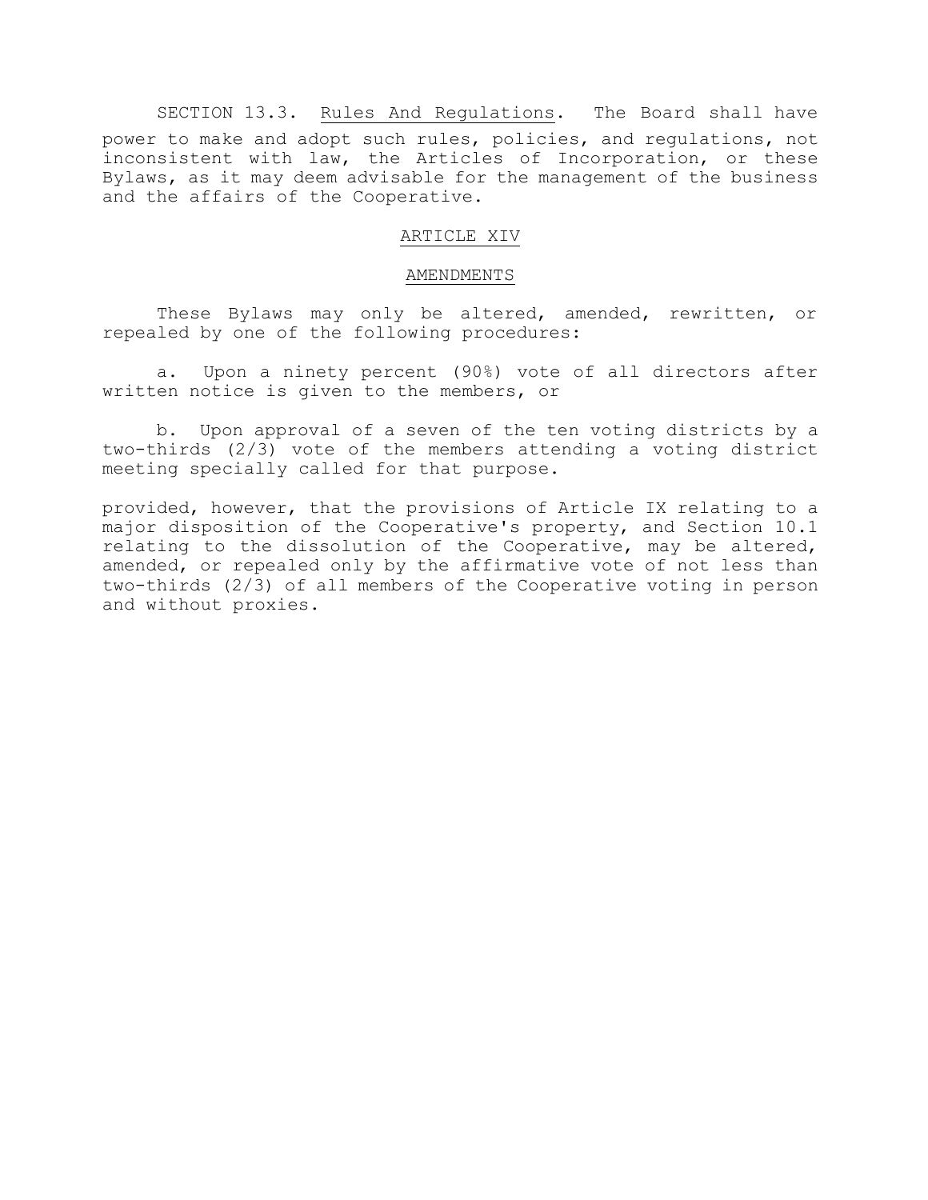SECTION 13.3. Rules And Regulations. The Board shall have power to make and adopt such rules, policies, and regulations, not inconsistent with law, the Articles of Incorporation, or these Bylaws, as it may deem advisable for the management of the business and the affairs of the Cooperative.

## ARTICLE XIV

## AMENDMENTS

These Bylaws may only be altered, amended, rewritten, or repealed by one of the following procedures:

a. Upon a ninety percent (90%) vote of all directors after written notice is given to the members, or

b. Upon approval of a seven of the ten voting districts by a two-thirds (2/3) vote of the members attending a voting district meeting specially called for that purpose.

provided, however, that the provisions of Article IX relating to a major disposition of the Cooperative's property, and Section 10.1 relating to the dissolution of the Cooperative, may be altered, amended, or repealed only by the affirmative vote of not less than two-thirds (2/3) of all members of the Cooperative voting in person and without proxies.